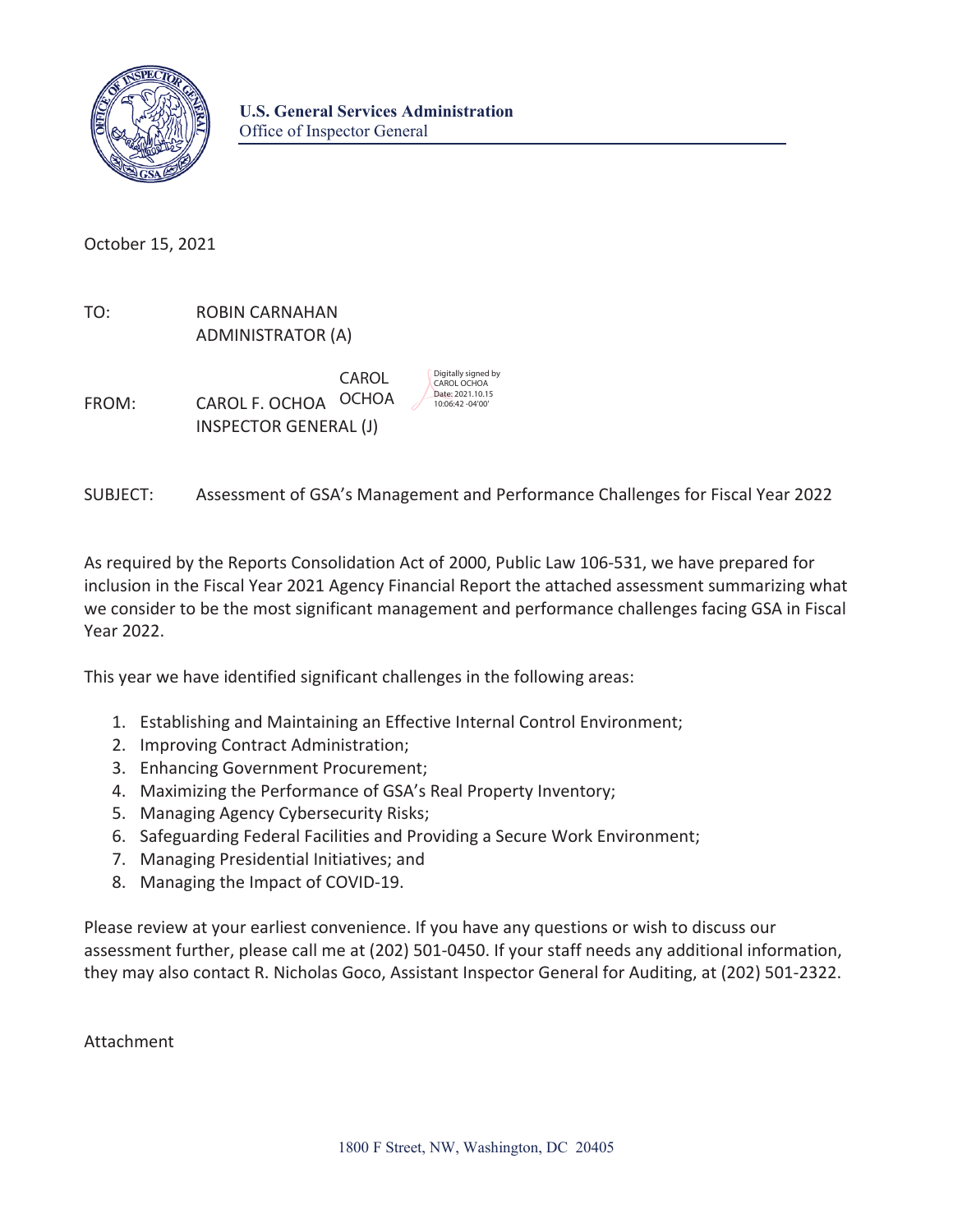**U.S. General Services Administration**
Office of Inspector General

October 15, 2021

TO: ROBIN CARNAHAN
ADMINISTRATOR (A)

FROM: CAROL F. OCHOA
INSPECTOR GENERAL (J)

CAROL OCHOA
Digitally signed by CAROL OCHOA
Date: 2021.10.15 10:06:42 -04'00'

SUBJECT: Assessment of GSA's Management and Performance Challenges for Fiscal Year 2022

As required by the Reports Consolidation Act of 2000, Public Law 106-531, we have prepared for inclusion in the Fiscal Year 2021 Agency Financial Report the attached assessment summarizing what we consider to be the most significant management and performance challenges facing GSA in Fiscal Year 2022.

This year we have identified significant challenges in the following areas:

1. Establishing and Maintaining an Effective Internal Control Environment;
2. Improving Contract Administration;
3. Enhancing Government Procurement;
4. Maximizing the Performance of GSA's Real Property Inventory;
5. Managing Agency Cybersecurity Risks;
6. Safeguarding Federal Facilities and Providing a Secure Work Environment;
7. Managing Presidential Initiatives; and
8. Managing the Impact of COVID-19.

Please review at your earliest convenience. If you have any questions or wish to discuss our assessment further, please call me at (202) 501-0450. If your staff needs any additional information, they may also contact R. Nicholas Goco, Assistant Inspector General for Auditing, at (202) 501-2322.

Attachment

1800 F Street, NW, Washington, DC 20405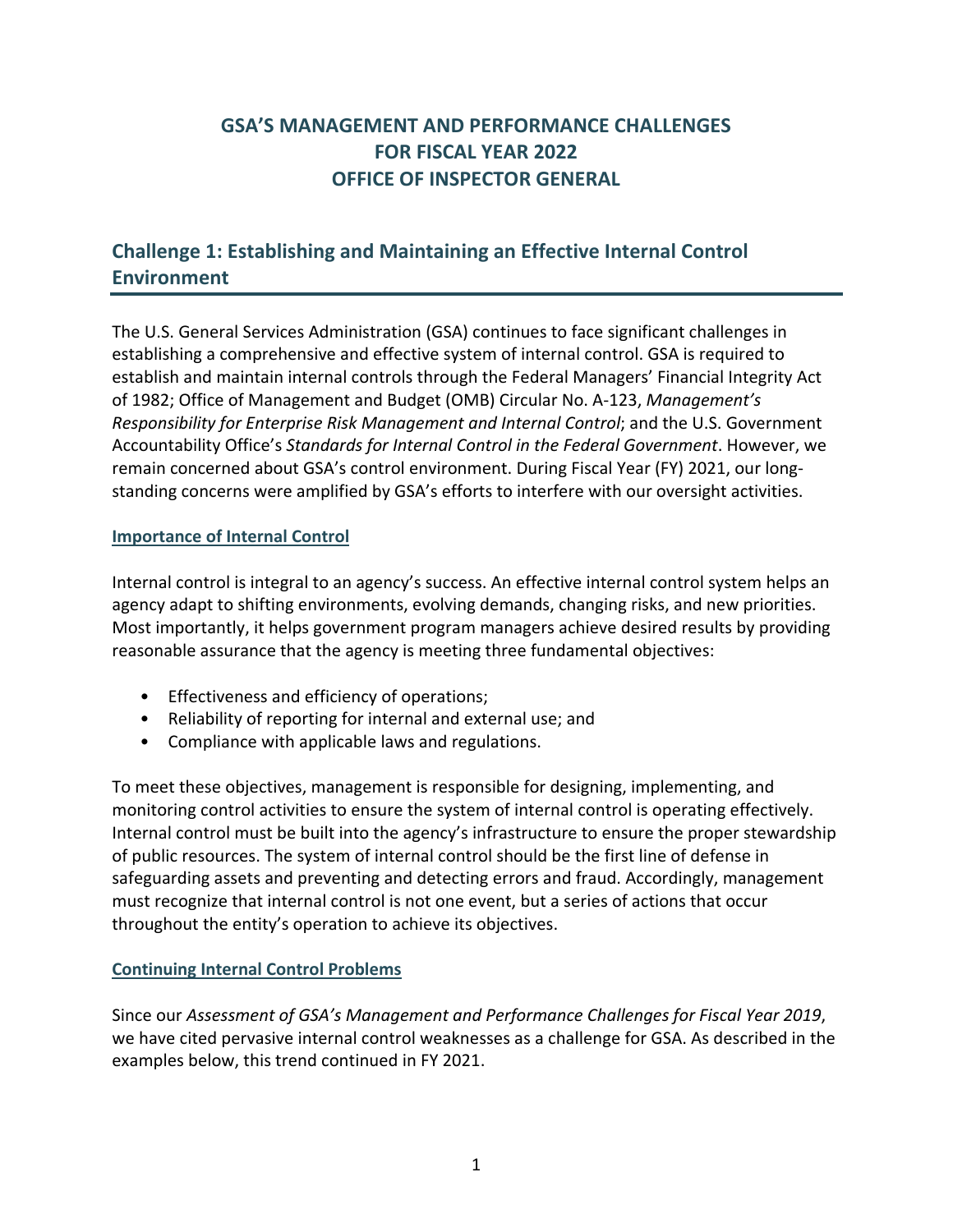# GSA'S MANAGEMENT AND PERFORMANCE CHALLENGES FOR FISCAL YEAR 2022 OFFICE OF INSPECTOR GENERAL

## Challenge 1: Establishing and Maintaining an Effective Internal Control Environment

The U.S. General Services Administration (GSA) continues to face significant challenges in establishing a comprehensive and effective system of internal control. GSA is required to establish and maintain internal controls through the Federal Managers' Financial Integrity Act of 1982; Office of Management and Budget (OMB) Circular No. A-123, *Management's Responsibility for Enterprise Risk Management and Internal Control*; and the U.S. Government Accountability Office's *Standards for Internal Control in the Federal Government*. However, we remain concerned about GSA's control environment. During Fiscal Year (FY) 2021, our long-standing concerns were amplified by GSA's efforts to interfere with our oversight activities.

### Importance of Internal Control

Internal control is integral to an agency's success. An effective internal control system helps an agency adapt to shifting environments, evolving demands, changing risks, and new priorities. Most importantly, it helps government program managers achieve desired results by providing reasonable assurance that the agency is meeting three fundamental objectives:

- Effectiveness and efficiency of operations;
- Reliability of reporting for internal and external use; and
- Compliance with applicable laws and regulations.

To meet these objectives, management is responsible for designing, implementing, and monitoring control activities to ensure the system of internal control is operating effectively. Internal control must be built into the agency's infrastructure to ensure the proper stewardship of public resources. The system of internal control should be the first line of defense in safeguarding assets and preventing and detecting errors and fraud. Accordingly, management must recognize that internal control is not one event, but a series of actions that occur throughout the entity's operation to achieve its objectives.

### Continuing Internal Control Problems

Since our *Assessment of GSA's Management and Performance Challenges for Fiscal Year 2019*, we have cited pervasive internal control weaknesses as a challenge for GSA. As described in the examples below, this trend continued in FY 2021.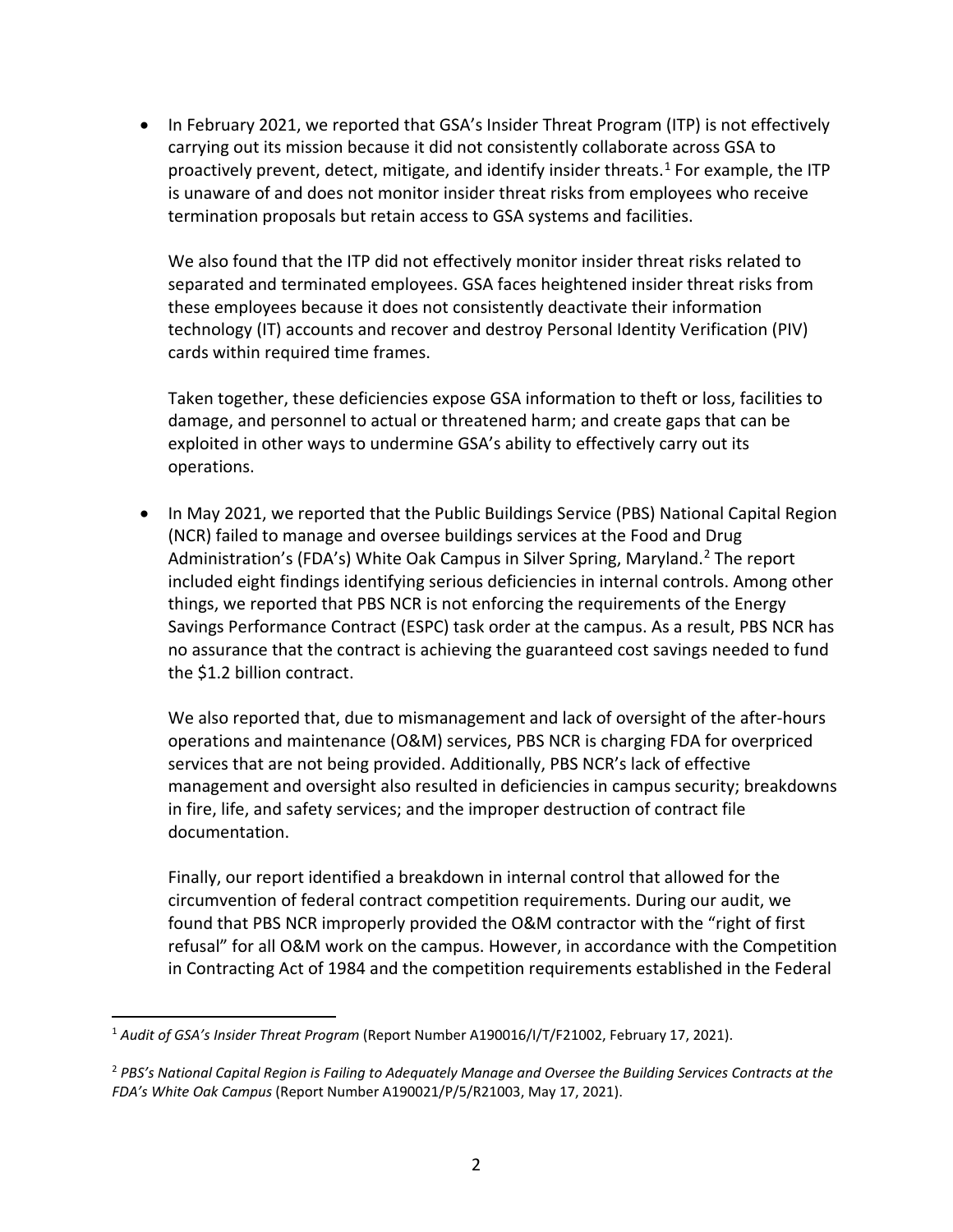- In February 2021, we reported that GSA's Insider Threat Program (ITP) is not effectively carrying out its mission because it did not consistently collaborate across GSA to proactively prevent, detect, mitigate, and identify insider threats.[1] For example, the ITP is unaware of and does not monitor insider threat risks from employees who receive termination proposals but retain access to GSA systems and facilities.

  We also found that the ITP did not effectively monitor insider threat risks related to separated and terminated employees. GSA faces heightened insider threat risks from these employees because it does not consistently deactivate their information technology (IT) accounts and recover and destroy Personal Identity Verification (PIV) cards within required time frames.

  Taken together, these deficiencies expose GSA information to theft or loss, facilities to damage, and personnel to actual or threatened harm; and create gaps that can be exploited in other ways to undermine GSA's ability to effectively carry out its operations.

- In May 2021, we reported that the Public Buildings Service (PBS) National Capital Region (NCR) failed to manage and oversee buildings services at the Food and Drug Administration's (FDA's) White Oak Campus in Silver Spring, Maryland.[2] The report included eight findings identifying serious deficiencies in internal controls. Among other things, we reported that PBS NCR is not enforcing the requirements of the Energy Savings Performance Contract (ESPC) task order at the campus. As a result, PBS NCR has no assurance that the contract is achieving the guaranteed cost savings needed to fund the $1.2 billion contract.

  We also reported that, due to mismanagement and lack of oversight of the after-hours operations and maintenance (O&M) services, PBS NCR is charging FDA for overpriced services that are not being provided. Additionally, PBS NCR's lack of effective management and oversight also resulted in deficiencies in campus security; breakdowns in fire, life, and safety services; and the improper destruction of contract file documentation.

  Finally, our report identified a breakdown in internal control that allowed for the circumvention of federal contract competition requirements. During our audit, we found that PBS NCR improperly provided the O&M contractor with the "right of first refusal" for all O&M work on the campus. However, in accordance with the Competition in Contracting Act of 1984 and the competition requirements established in the Federal

---

[1] *Audit of GSA's Insider Threat Program* (Report Number A190016/I/T/F21002, February 17, 2021).

[2] *PBS's National Capital Region is Failing to Adequately Manage and Oversee the Building Services Contracts at the FDA's White Oak Campus* (Report Number A190021/P/5/R21003, May 17, 2021).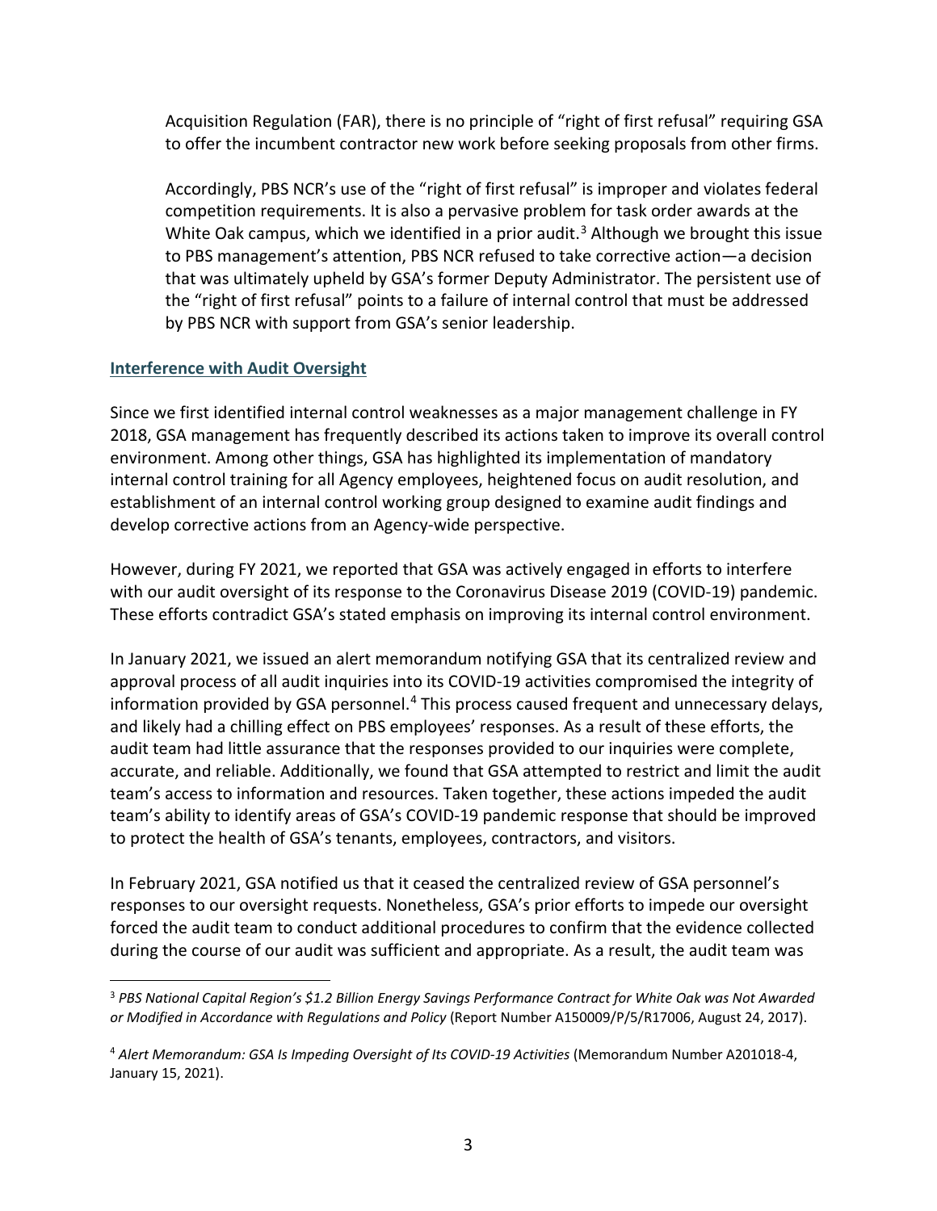Acquisition Regulation (FAR), there is no principle of "right of first refusal" requiring GSA to offer the incumbent contractor new work before seeking proposals from other firms.

Accordingly, PBS NCR's use of the "right of first refusal" is improper and violates federal competition requirements. It is also a pervasive problem for task order awards at the White Oak campus, which we identified in a prior audit.[3] Although we brought this issue to PBS management's attention, PBS NCR refused to take corrective action—a decision that was ultimately upheld by GSA's former Deputy Administrator. The persistent use of the "right of first refusal" points to a failure of internal control that must be addressed by PBS NCR with support from GSA's senior leadership.

### Interference with Audit Oversight

Since we first identified internal control weaknesses as a major management challenge in FY 2018, GSA management has frequently described its actions taken to improve its overall control environment. Among other things, GSA has highlighted its implementation of mandatory internal control training for all Agency employees, heightened focus on audit resolution, and establishment of an internal control working group designed to examine audit findings and develop corrective actions from an Agency-wide perspective.

However, during FY 2021, we reported that GSA was actively engaged in efforts to interfere with our audit oversight of its response to the Coronavirus Disease 2019 (COVID-19) pandemic. These efforts contradict GSA's stated emphasis on improving its internal control environment.

In January 2021, we issued an alert memorandum notifying GSA that its centralized review and approval process of all audit inquiries into its COVID-19 activities compromised the integrity of information provided by GSA personnel.[4] This process caused frequent and unnecessary delays, and likely had a chilling effect on PBS employees' responses. As a result of these efforts, the audit team had little assurance that the responses provided to our inquiries were complete, accurate, and reliable. Additionally, we found that GSA attempted to restrict and limit the audit team's access to information and resources. Taken together, these actions impeded the audit team's ability to identify areas of GSA's COVID-19 pandemic response that should be improved to protect the health of GSA's tenants, employees, contractors, and visitors.

In February 2021, GSA notified us that it ceased the centralized review of GSA personnel's responses to our oversight requests. Nonetheless, GSA's prior efforts to impede our oversight forced the audit team to conduct additional procedures to confirm that the evidence collected during the course of our audit was sufficient and appropriate. As a result, the audit team was

---

[3] *PBS National Capital Region's $1.2 Billion Energy Savings Performance Contract for White Oak was Not Awarded or Modified in Accordance with Regulations and Policy* (Report Number A150009/P/5/R17006, August 24, 2017).

[4] *Alert Memorandum: GSA Is Impeding Oversight of Its COVID-19 Activities* (Memorandum Number A201018-4, January 15, 2021).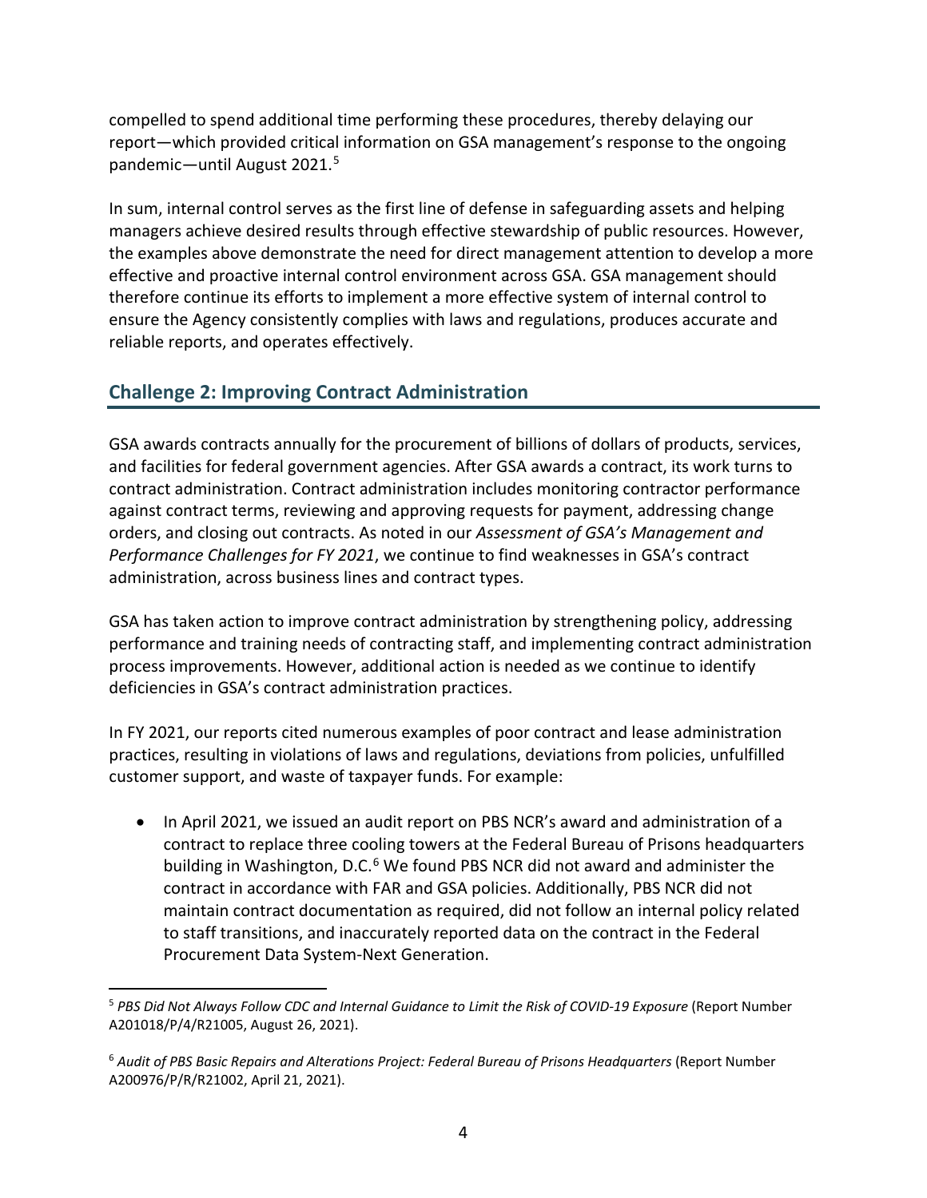compelled to spend additional time performing these procedures, thereby delaying our report—which provided critical information on GSA management's response to the ongoing pandemic—until August 2021.[5]

In sum, internal control serves as the first line of defense in safeguarding assets and helping managers achieve desired results through effective stewardship of public resources. However, the examples above demonstrate the need for direct management attention to develop a more effective and proactive internal control environment across GSA. GSA management should therefore continue its efforts to implement a more effective system of internal control to ensure the Agency consistently complies with laws and regulations, produces accurate and reliable reports, and operates effectively.

## Challenge 2: Improving Contract Administration

GSA awards contracts annually for the procurement of billions of dollars of products, services, and facilities for federal government agencies. After GSA awards a contract, its work turns to contract administration. Contract administration includes monitoring contractor performance against contract terms, reviewing and approving requests for payment, addressing change orders, and closing out contracts. As noted in our *Assessment of GSA's Management and Performance Challenges for FY 2021*, we continue to find weaknesses in GSA's contract administration, across business lines and contract types.

GSA has taken action to improve contract administration by strengthening policy, addressing performance and training needs of contracting staff, and implementing contract administration process improvements. However, additional action is needed as we continue to identify deficiencies in GSA's contract administration practices.

In FY 2021, our reports cited numerous examples of poor contract and lease administration practices, resulting in violations of laws and regulations, deviations from policies, unfulfilled customer support, and waste of taxpayer funds. For example:

- In April 2021, we issued an audit report on PBS NCR's award and administration of a contract to replace three cooling towers at the Federal Bureau of Prisons headquarters building in Washington, D.C.[6] We found PBS NCR did not award and administer the contract in accordance with FAR and GSA policies. Additionally, PBS NCR did not maintain contract documentation as required, did not follow an internal policy related to staff transitions, and inaccurately reported data on the contract in the Federal Procurement Data System-Next Generation.

---

[5] *PBS Did Not Always Follow CDC and Internal Guidance to Limit the Risk of COVID-19 Exposure* (Report Number A201018/P/4/R21005, August 26, 2021).

[6] *Audit of PBS Basic Repairs and Alterations Project: Federal Bureau of Prisons Headquarters* (Report Number A200976/P/R/R21002, April 21, 2021).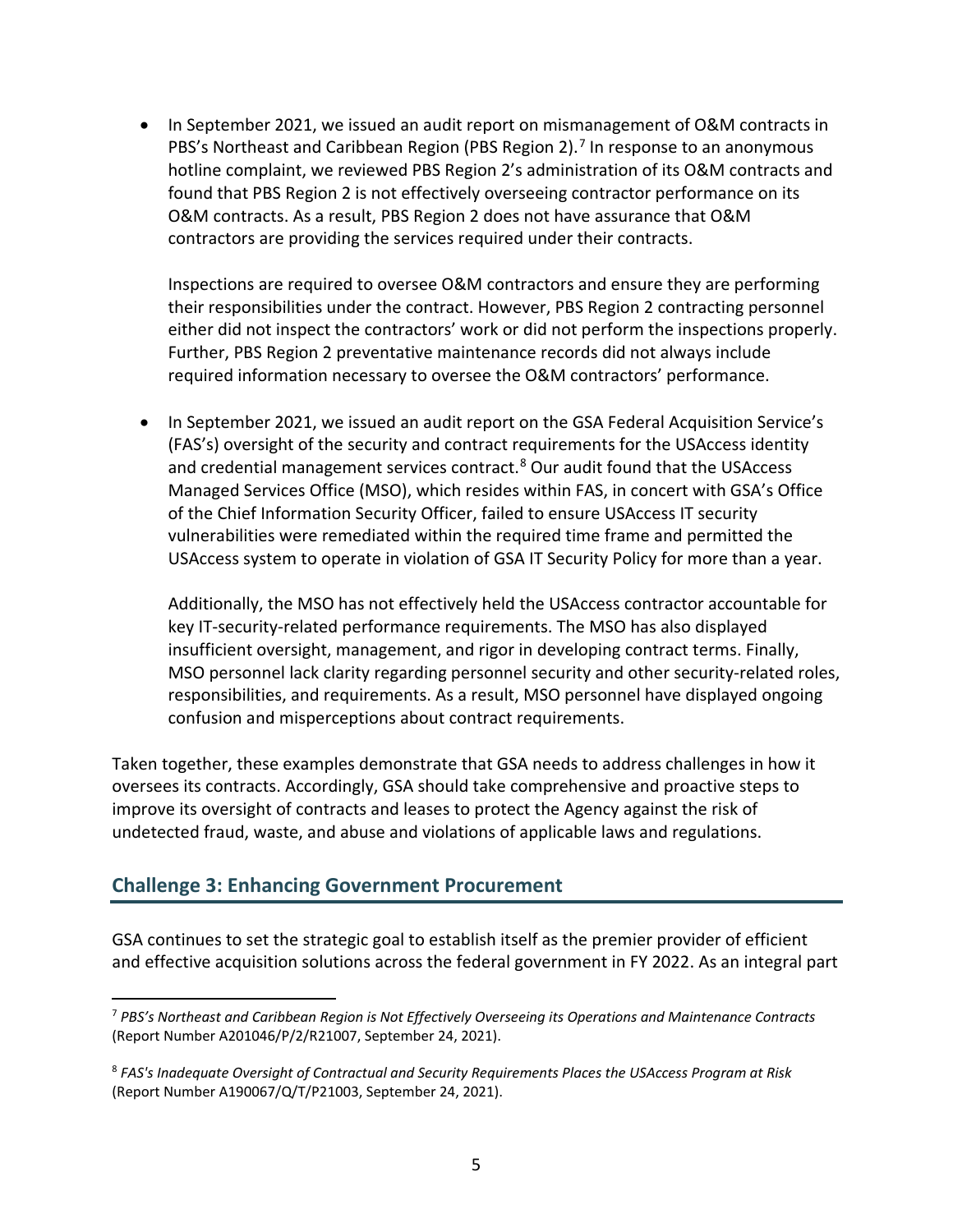- In September 2021, we issued an audit report on mismanagement of O&M contracts in PBS's Northeast and Caribbean Region (PBS Region 2).[7] In response to an anonymous hotline complaint, we reviewed PBS Region 2's administration of its O&M contracts and found that PBS Region 2 is not effectively overseeing contractor performance on its O&M contracts. As a result, PBS Region 2 does not have assurance that O&M contractors are providing the services required under their contracts.

  Inspections are required to oversee O&M contractors and ensure they are performing their responsibilities under the contract. However, PBS Region 2 contracting personnel either did not inspect the contractors' work or did not perform the inspections properly. Further, PBS Region 2 preventative maintenance records did not always include required information necessary to oversee the O&M contractors' performance.

- In September 2021, we issued an audit report on the GSA Federal Acquisition Service's (FAS's) oversight of the security and contract requirements for the USAccess identity and credential management services contract.[8] Our audit found that the USAccess Managed Services Office (MSO), which resides within FAS, in concert with GSA's Office of the Chief Information Security Officer, failed to ensure USAccess IT security vulnerabilities were remediated within the required time frame and permitted the USAccess system to operate in violation of GSA IT Security Policy for more than a year.

  Additionally, the MSO has not effectively held the USAccess contractor accountable for key IT-security-related performance requirements. The MSO has also displayed insufficient oversight, management, and rigor in developing contract terms. Finally, MSO personnel lack clarity regarding personnel security and other security-related roles, responsibilities, and requirements. As a result, MSO personnel have displayed ongoing confusion and misperceptions about contract requirements.

Taken together, these examples demonstrate that GSA needs to address challenges in how it oversees its contracts. Accordingly, GSA should take comprehensive and proactive steps to improve its oversight of contracts and leases to protect the Agency against the risk of undetected fraud, waste, and abuse and violations of applicable laws and regulations.

## Challenge 3: Enhancing Government Procurement

GSA continues to set the strategic goal to establish itself as the premier provider of efficient and effective acquisition solutions across the federal government in FY 2022. As an integral part

---

[7] *PBS's Northeast and Caribbean Region is Not Effectively Overseeing its Operations and Maintenance Contracts* (Report Number A201046/P/2/R21007, September 24, 2021).

[8] *FAS's Inadequate Oversight of Contractual and Security Requirements Places the USAccess Program at Risk* (Report Number A190067/Q/T/P21003, September 24, 2021).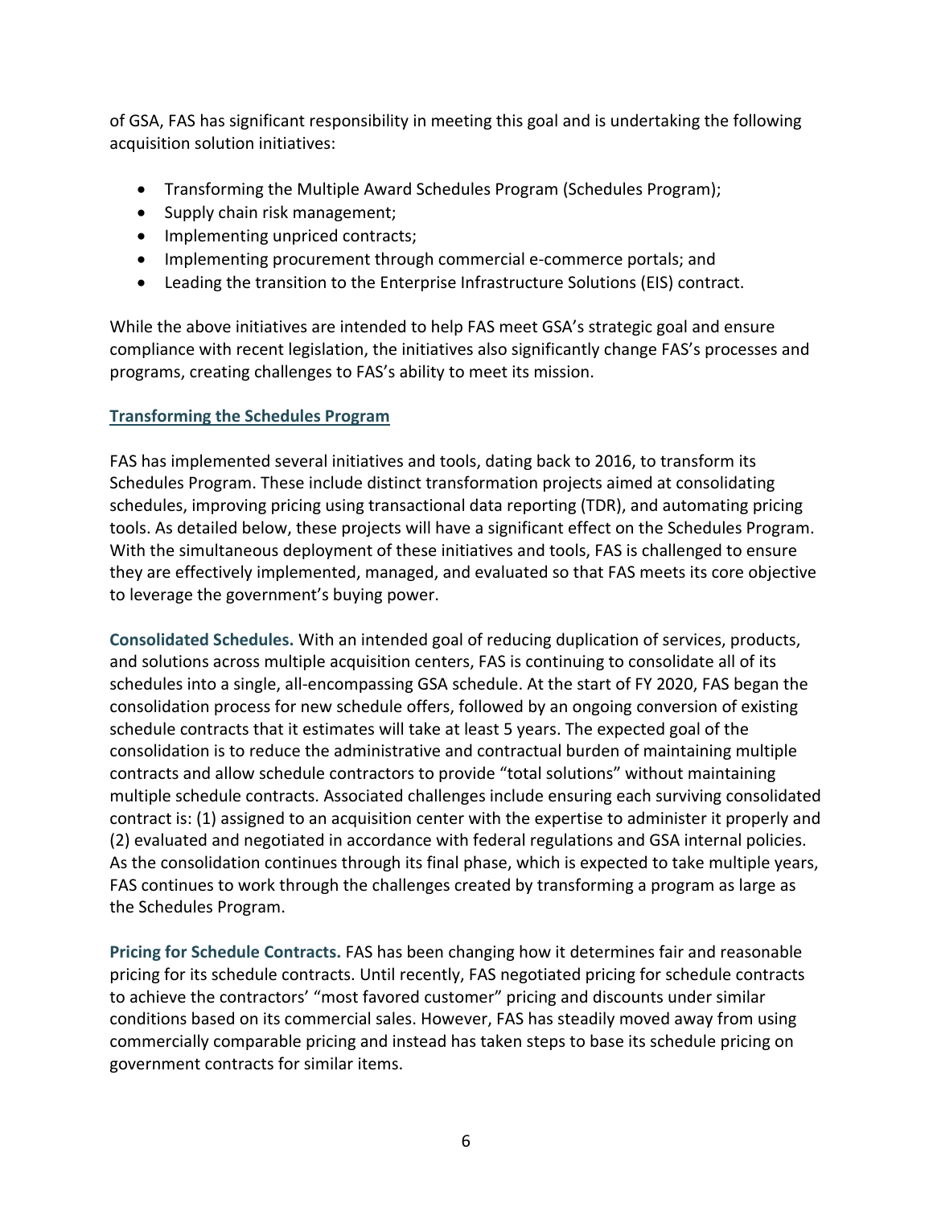of GSA, FAS has significant responsibility in meeting this goal and is undertaking the following acquisition solution initiatives:

- Transforming the Multiple Award Schedules Program (Schedules Program);
- Supply chain risk management;
- Implementing unpriced contracts;
- Implementing procurement through commercial e-commerce portals; and
- Leading the transition to the Enterprise Infrastructure Solutions (EIS) contract.

While the above initiatives are intended to help FAS meet GSA's strategic goal and ensure compliance with recent legislation, the initiatives also significantly change FAS's processes and programs, creating challenges to FAS's ability to meet its mission.

## Transforming the Schedules Program

FAS has implemented several initiatives and tools, dating back to 2016, to transform its Schedules Program. These include distinct transformation projects aimed at consolidating schedules, improving pricing using transactional data reporting (TDR), and automating pricing tools. As detailed below, these projects will have a significant effect on the Schedules Program. With the simultaneous deployment of these initiatives and tools, FAS is challenged to ensure they are effectively implemented, managed, and evaluated so that FAS meets its core objective to leverage the government's buying power.

**Consolidated Schedules.** With an intended goal of reducing duplication of services, products, and solutions across multiple acquisition centers, FAS is continuing to consolidate all of its schedules into a single, all-encompassing GSA schedule. At the start of FY 2020, FAS began the consolidation process for new schedule offers, followed by an ongoing conversion of existing schedule contracts that it estimates will take at least 5 years. The expected goal of the consolidation is to reduce the administrative and contractual burden of maintaining multiple contracts and allow schedule contractors to provide "total solutions" without maintaining multiple schedule contracts. Associated challenges include ensuring each surviving consolidated contract is: (1) assigned to an acquisition center with the expertise to administer it properly and (2) evaluated and negotiated in accordance with federal regulations and GSA internal policies. As the consolidation continues through its final phase, which is expected to take multiple years, FAS continues to work through the challenges created by transforming a program as large as the Schedules Program.

**Pricing for Schedule Contracts.** FAS has been changing how it determines fair and reasonable pricing for its schedule contracts. Until recently, FAS negotiated pricing for schedule contracts to achieve the contractors' "most favored customer" pricing and discounts under similar conditions based on its commercial sales. However, FAS has steadily moved away from using commercially comparable pricing and instead has taken steps to base its schedule pricing on government contracts for similar items.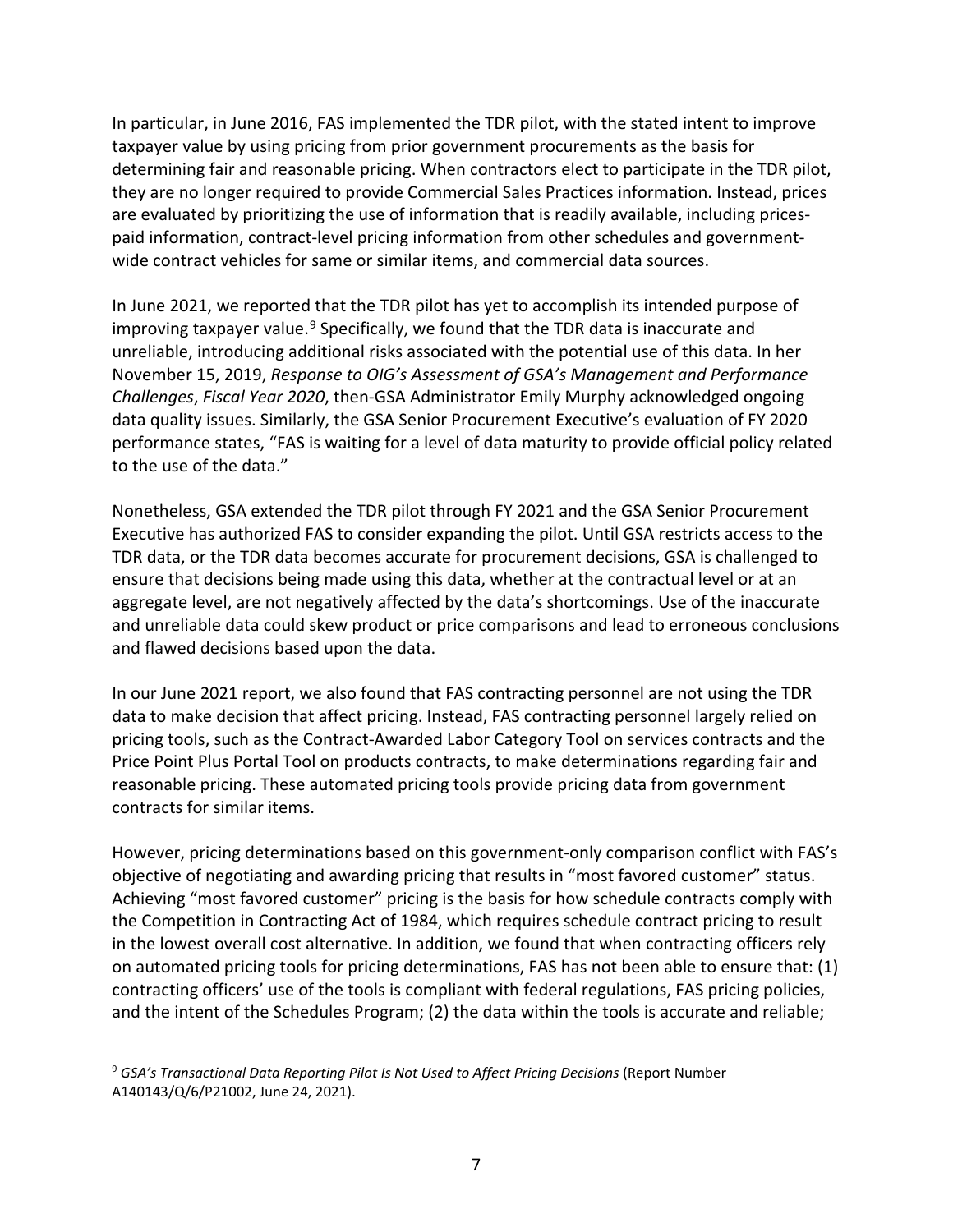In particular, in June 2016, FAS implemented the TDR pilot, with the stated intent to improve taxpayer value by using pricing from prior government procurements as the basis for determining fair and reasonable pricing. When contractors elect to participate in the TDR pilot, they are no longer required to provide Commercial Sales Practices information. Instead, prices are evaluated by prioritizing the use of information that is readily available, including prices-paid information, contract-level pricing information from other schedules and government-wide contract vehicles for same or similar items, and commercial data sources.

In June 2021, we reported that the TDR pilot has yet to accomplish its intended purpose of improving taxpayer value.[9] Specifically, we found that the TDR data is inaccurate and unreliable, introducing additional risks associated with the potential use of this data. In her November 15, 2019, *Response to OIG's Assessment of GSA's Management and Performance Challenges*, *Fiscal Year 2020*, then-GSA Administrator Emily Murphy acknowledged ongoing data quality issues. Similarly, the GSA Senior Procurement Executive's evaluation of FY 2020 performance states, "FAS is waiting for a level of data maturity to provide official policy related to the use of the data."

Nonetheless, GSA extended the TDR pilot through FY 2021 and the GSA Senior Procurement Executive has authorized FAS to consider expanding the pilot. Until GSA restricts access to the TDR data, or the TDR data becomes accurate for procurement decisions, GSA is challenged to ensure that decisions being made using this data, whether at the contractual level or at an aggregate level, are not negatively affected by the data's shortcomings. Use of the inaccurate and unreliable data could skew product or price comparisons and lead to erroneous conclusions and flawed decisions based upon the data.

In our June 2021 report, we also found that FAS contracting personnel are not using the TDR data to make decision that affect pricing. Instead, FAS contracting personnel largely relied on pricing tools, such as the Contract-Awarded Labor Category Tool on services contracts and the Price Point Plus Portal Tool on products contracts, to make determinations regarding fair and reasonable pricing. These automated pricing tools provide pricing data from government contracts for similar items.

However, pricing determinations based on this government-only comparison conflict with FAS's objective of negotiating and awarding pricing that results in "most favored customer" status. Achieving "most favored customer" pricing is the basis for how schedule contracts comply with the Competition in Contracting Act of 1984, which requires schedule contract pricing to result in the lowest overall cost alternative. In addition, we found that when contracting officers rely on automated pricing tools for pricing determinations, FAS has not been able to ensure that: (1) contracting officers' use of the tools is compliant with federal regulations, FAS pricing policies, and the intent of the Schedules Program; (2) the data within the tools is accurate and reliable;

[9] *GSA's Transactional Data Reporting Pilot Is Not Used to Affect Pricing Decisions* (Report Number A140143/Q/6/P21002, June 24, 2021).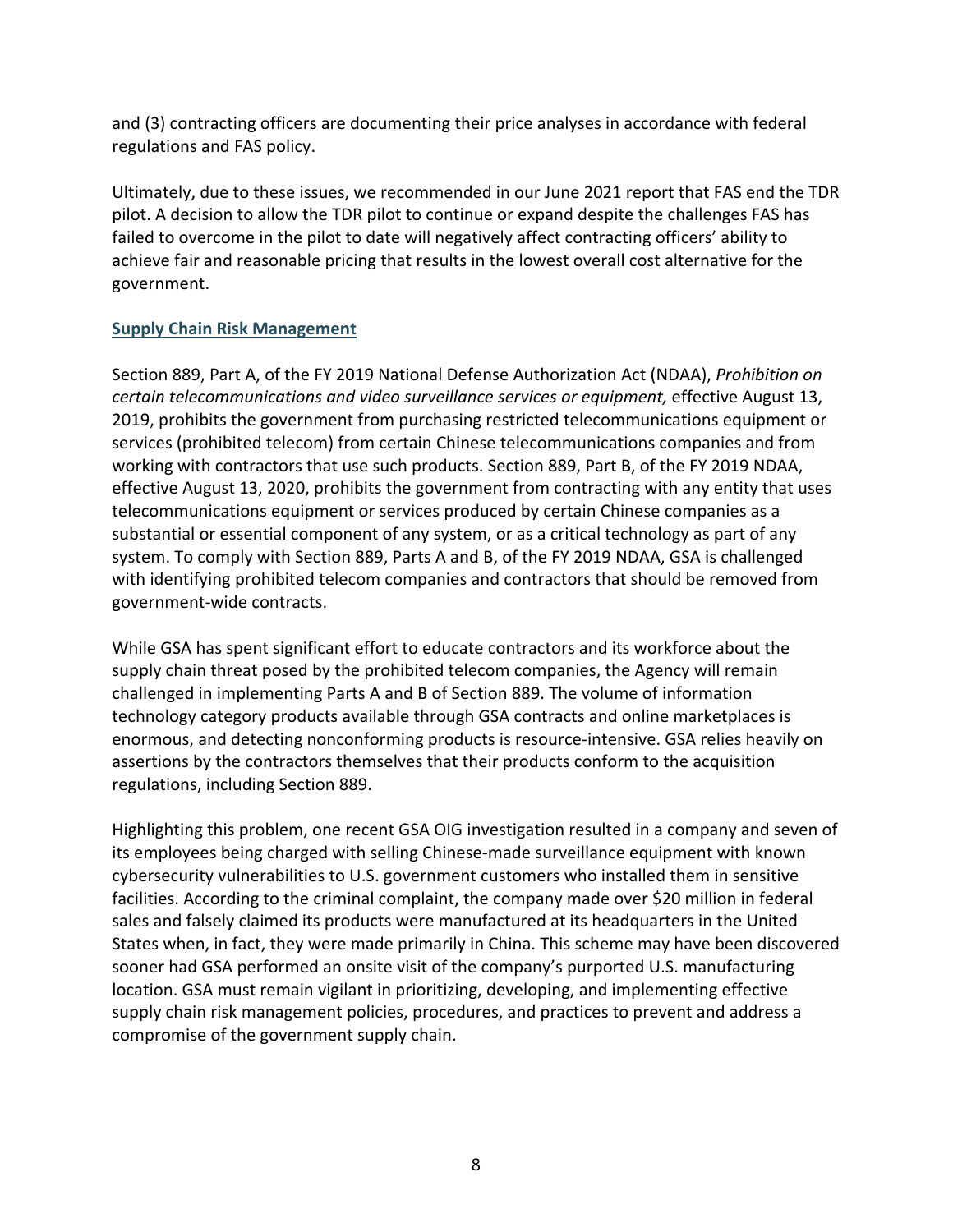and (3) contracting officers are documenting their price analyses in accordance with federal regulations and FAS policy.

Ultimately, due to these issues, we recommended in our June 2021 report that FAS end the TDR pilot. A decision to allow the TDR pilot to continue or expand despite the challenges FAS has failed to overcome in the pilot to date will negatively affect contracting officers' ability to achieve fair and reasonable pricing that results in the lowest overall cost alternative for the government.

## Supply Chain Risk Management

Section 889, Part A, of the FY 2019 National Defense Authorization Act (NDAA), *Prohibition on certain telecommunications and video surveillance services or equipment,* effective August 13, 2019, prohibits the government from purchasing restricted telecommunications equipment or services (prohibited telecom) from certain Chinese telecommunications companies and from working with contractors that use such products. Section 889, Part B, of the FY 2019 NDAA, effective August 13, 2020, prohibits the government from contracting with any entity that uses telecommunications equipment or services produced by certain Chinese companies as a substantial or essential component of any system, or as a critical technology as part of any system. To comply with Section 889, Parts A and B, of the FY 2019 NDAA, GSA is challenged with identifying prohibited telecom companies and contractors that should be removed from government-wide contracts.

While GSA has spent significant effort to educate contractors and its workforce about the supply chain threat posed by the prohibited telecom companies, the Agency will remain challenged in implementing Parts A and B of Section 889. The volume of information technology category products available through GSA contracts and online marketplaces is enormous, and detecting nonconforming products is resource-intensive. GSA relies heavily on assertions by the contractors themselves that their products conform to the acquisition regulations, including Section 889.

Highlighting this problem, one recent GSA OIG investigation resulted in a company and seven of its employees being charged with selling Chinese-made surveillance equipment with known cybersecurity vulnerabilities to U.S. government customers who installed them in sensitive facilities. According to the criminal complaint, the company made over $20 million in federal sales and falsely claimed its products were manufactured at its headquarters in the United States when, in fact, they were made primarily in China. This scheme may have been discovered sooner had GSA performed an onsite visit of the company's purported U.S. manufacturing location. GSA must remain vigilant in prioritizing, developing, and implementing effective supply chain risk management policies, procedures, and practices to prevent and address a compromise of the government supply chain.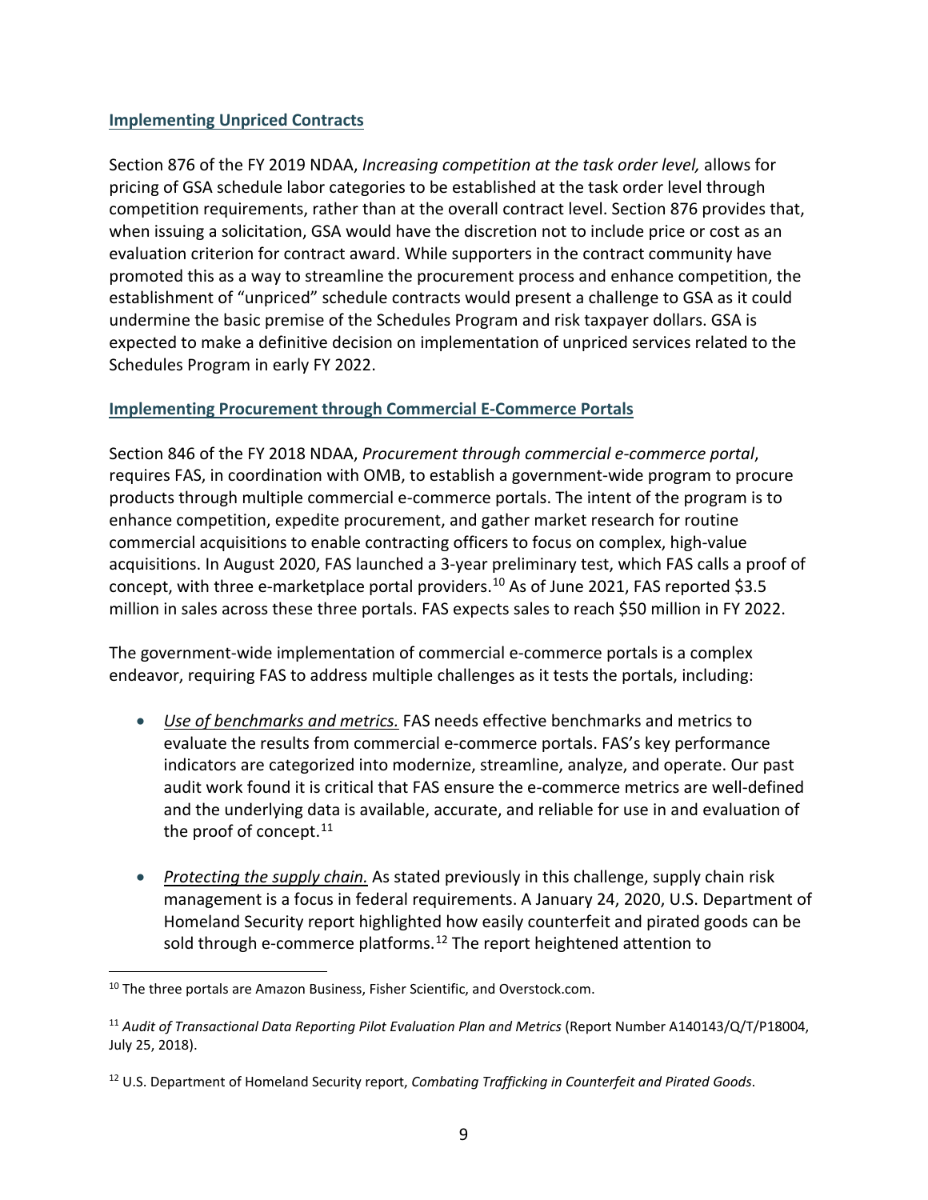### Implementing Unpriced Contracts

Section 876 of the FY 2019 NDAA, *Increasing competition at the task order level,* allows for pricing of GSA schedule labor categories to be established at the task order level through competition requirements, rather than at the overall contract level. Section 876 provides that, when issuing a solicitation, GSA would have the discretion not to include price or cost as an evaluation criterion for contract award. While supporters in the contract community have promoted this as a way to streamline the procurement process and enhance competition, the establishment of "unpriced" schedule contracts would present a challenge to GSA as it could undermine the basic premise of the Schedules Program and risk taxpayer dollars. GSA is expected to make a definitive decision on implementation of unpriced services related to the Schedules Program in early FY 2022.

### Implementing Procurement through Commercial E-Commerce Portals

Section 846 of the FY 2018 NDAA, *Procurement through commercial e-commerce portal*, requires FAS, in coordination with OMB, to establish a government-wide program to procure products through multiple commercial e-commerce portals. The intent of the program is to enhance competition, expedite procurement, and gather market research for routine commercial acquisitions to enable contracting officers to focus on complex, high-value acquisitions. In August 2020, FAS launched a 3-year preliminary test, which FAS calls a proof of concept, with three e-marketplace portal providers.[10] As of June 2021, FAS reported $3.5 million in sales across these three portals. FAS expects sales to reach $50 million in FY 2022.

The government-wide implementation of commercial e-commerce portals is a complex endeavor, requiring FAS to address multiple challenges as it tests the portals, including:

- *Use of benchmarks and metrics.* FAS needs effective benchmarks and metrics to evaluate the results from commercial e-commerce portals. FAS's key performance indicators are categorized into modernize, streamline, analyze, and operate. Our past audit work found it is critical that FAS ensure the e-commerce metrics are well-defined and the underlying data is available, accurate, and reliable for use in and evaluation of the proof of concept.[11]

- *Protecting the supply chain.* As stated previously in this challenge, supply chain risk management is a focus in federal requirements. A January 24, 2020, U.S. Department of Homeland Security report highlighted how easily counterfeit and pirated goods can be sold through e-commerce platforms.[12] The report heightened attention to

---

[10] The three portals are Amazon Business, Fisher Scientific, and Overstock.com.

[11] *Audit of Transactional Data Reporting Pilot Evaluation Plan and Metrics* (Report Number A140143/Q/T/P18004, July 25, 2018).

[12] U.S. Department of Homeland Security report, *Combating Trafficking in Counterfeit and Pirated Goods*.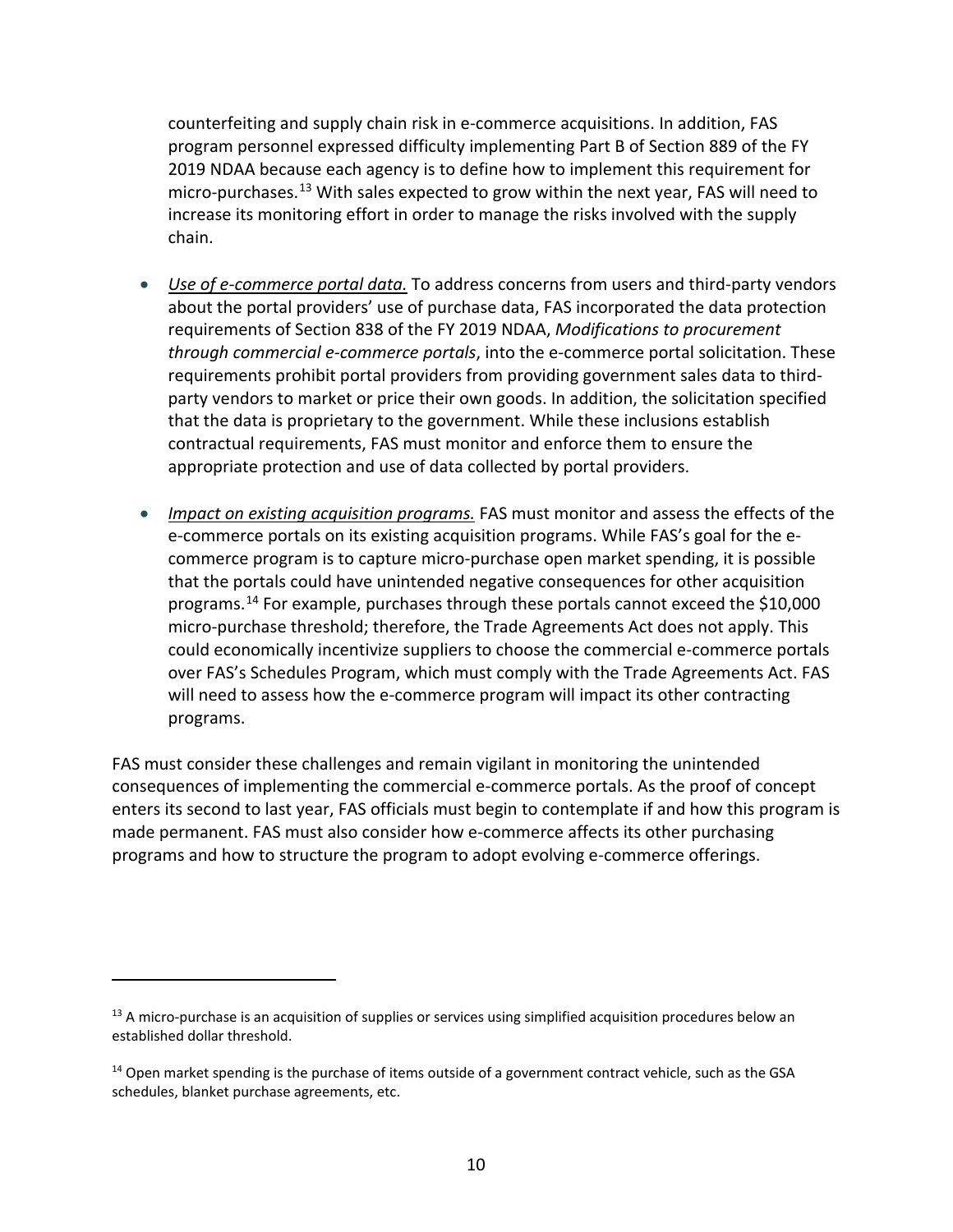counterfeiting and supply chain risk in e-commerce acquisitions. In addition, FAS program personnel expressed difficulty implementing Part B of Section 889 of the FY 2019 NDAA because each agency is to define how to implement this requirement for micro-purchases.[13] With sales expected to grow within the next year, FAS will need to increase its monitoring effort in order to manage the risks involved with the supply chain.

- *Use of e-commerce portal data.* To address concerns from users and third-party vendors about the portal providers' use of purchase data, FAS incorporated the data protection requirements of Section 838 of the FY 2019 NDAA, *Modifications to procurement through commercial e-commerce portals*, into the e-commerce portal solicitation. These requirements prohibit portal providers from providing government sales data to third-party vendors to market or price their own goods. In addition, the solicitation specified that the data is proprietary to the government. While these inclusions establish contractual requirements, FAS must monitor and enforce them to ensure the appropriate protection and use of data collected by portal providers.

- *Impact on existing acquisition programs.* FAS must monitor and assess the effects of the e-commerce portals on its existing acquisition programs. While FAS's goal for the e-commerce program is to capture micro-purchase open market spending, it is possible that the portals could have unintended negative consequences for other acquisition programs.[14] For example, purchases through these portals cannot exceed the $10,000 micro-purchase threshold; therefore, the Trade Agreements Act does not apply. This could economically incentivize suppliers to choose the commercial e-commerce portals over FAS's Schedules Program, which must comply with the Trade Agreements Act. FAS will need to assess how the e-commerce program will impact its other contracting programs.

FAS must consider these challenges and remain vigilant in monitoring the unintended consequences of implementing the commercial e-commerce portals. As the proof of concept enters its second to last year, FAS officials must begin to contemplate if and how this program is made permanent. FAS must also consider how e-commerce affects its other purchasing programs and how to structure the program to adopt evolving e-commerce offerings.

---

[13] A micro-purchase is an acquisition of supplies or services using simplified acquisition procedures below an established dollar threshold.

[14] Open market spending is the purchase of items outside of a government contract vehicle, such as the GSA schedules, blanket purchase agreements, etc.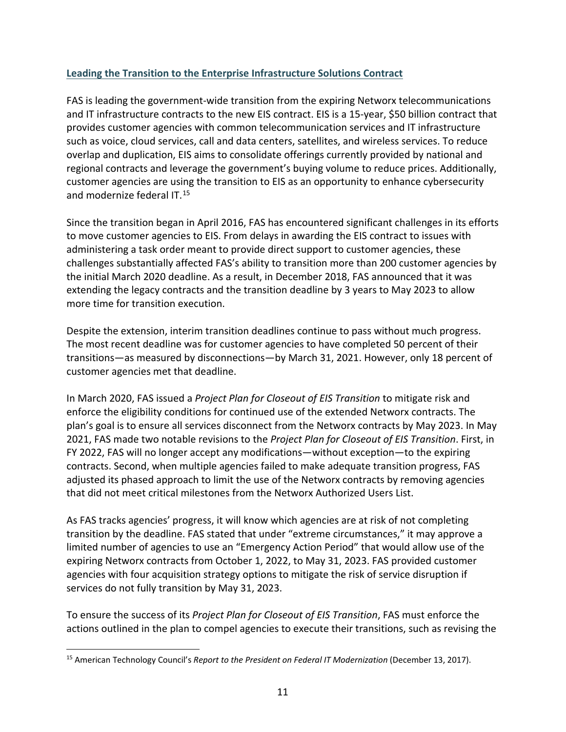## Leading the Transition to the Enterprise Infrastructure Solutions Contract

FAS is leading the government-wide transition from the expiring Networx telecommunications and IT infrastructure contracts to the new EIS contract. EIS is a 15-year, $50 billion contract that provides customer agencies with common telecommunication services and IT infrastructure such as voice, cloud services, call and data centers, satellites, and wireless services. To reduce overlap and duplication, EIS aims to consolidate offerings currently provided by national and regional contracts and leverage the government's buying volume to reduce prices. Additionally, customer agencies are using the transition to EIS as an opportunity to enhance cybersecurity and modernize federal IT.[15]

Since the transition began in April 2016, FAS has encountered significant challenges in its efforts to move customer agencies to EIS. From delays in awarding the EIS contract to issues with administering a task order meant to provide direct support to customer agencies, these challenges substantially affected FAS's ability to transition more than 200 customer agencies by the initial March 2020 deadline. As a result, in December 2018, FAS announced that it was extending the legacy contracts and the transition deadline by 3 years to May 2023 to allow more time for transition execution.

Despite the extension, interim transition deadlines continue to pass without much progress. The most recent deadline was for customer agencies to have completed 50 percent of their transitions—as measured by disconnections—by March 31, 2021. However, only 18 percent of customer agencies met that deadline.

In March 2020, FAS issued a *Project Plan for Closeout of EIS Transition* to mitigate risk and enforce the eligibility conditions for continued use of the extended Networx contracts. The plan's goal is to ensure all services disconnect from the Networx contracts by May 2023. In May 2021, FAS made two notable revisions to the *Project Plan for Closeout of EIS Transition*. First, in FY 2022, FAS will no longer accept any modifications—without exception—to the expiring contracts. Second, when multiple agencies failed to make adequate transition progress, FAS adjusted its phased approach to limit the use of the Networx contracts by removing agencies that did not meet critical milestones from the Networx Authorized Users List.

As FAS tracks agencies' progress, it will know which agencies are at risk of not completing transition by the deadline. FAS stated that under "extreme circumstances," it may approve a limited number of agencies to use an "Emergency Action Period" that would allow use of the expiring Networx contracts from October 1, 2022, to May 31, 2023. FAS provided customer agencies with four acquisition strategy options to mitigate the risk of service disruption if services do not fully transition by May 31, 2023.

To ensure the success of its *Project Plan for Closeout of EIS Transition*, FAS must enforce the actions outlined in the plan to compel agencies to execute their transitions, such as revising the

---

[15] American Technology Council's *Report to the President on Federal IT Modernization* (December 13, 2017).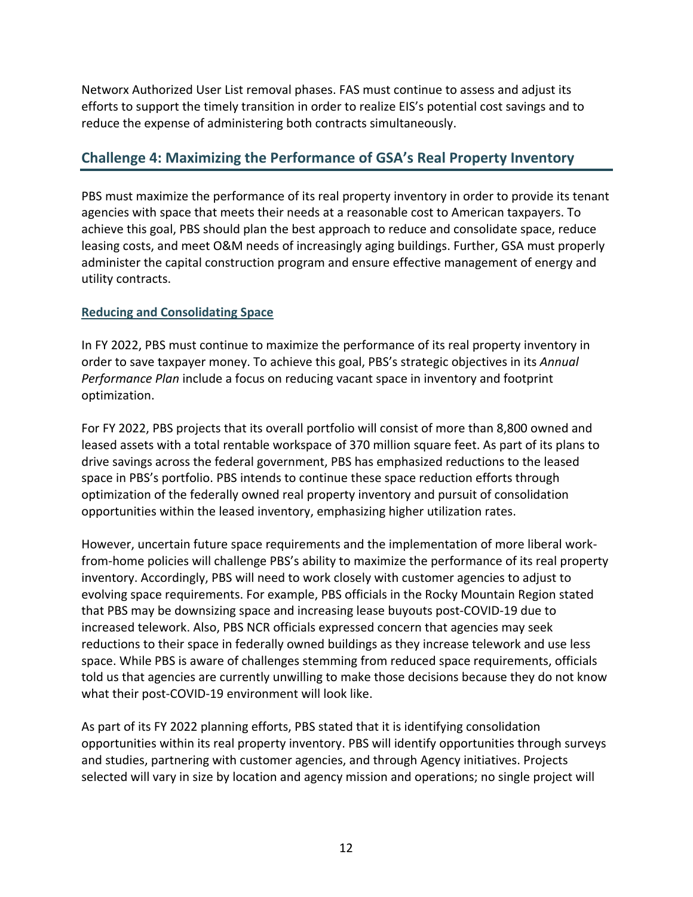Networx Authorized User List removal phases. FAS must continue to assess and adjust its efforts to support the timely transition in order to realize EIS's potential cost savings and to reduce the expense of administering both contracts simultaneously.

## Challenge 4: Maximizing the Performance of GSA's Real Property Inventory

PBS must maximize the performance of its real property inventory in order to provide its tenant agencies with space that meets their needs at a reasonable cost to American taxpayers. To achieve this goal, PBS should plan the best approach to reduce and consolidate space, reduce leasing costs, and meet O&M needs of increasingly aging buildings. Further, GSA must properly administer the capital construction program and ensure effective management of energy and utility contracts.

### Reducing and Consolidating Space

In FY 2022, PBS must continue to maximize the performance of its real property inventory in order to save taxpayer money. To achieve this goal, PBS's strategic objectives in its *Annual Performance Plan* include a focus on reducing vacant space in inventory and footprint optimization.

For FY 2022, PBS projects that its overall portfolio will consist of more than 8,800 owned and leased assets with a total rentable workspace of 370 million square feet. As part of its plans to drive savings across the federal government, PBS has emphasized reductions to the leased space in PBS's portfolio. PBS intends to continue these space reduction efforts through optimization of the federally owned real property inventory and pursuit of consolidation opportunities within the leased inventory, emphasizing higher utilization rates.

However, uncertain future space requirements and the implementation of more liberal work-from-home policies will challenge PBS's ability to maximize the performance of its real property inventory. Accordingly, PBS will need to work closely with customer agencies to adjust to evolving space requirements. For example, PBS officials in the Rocky Mountain Region stated that PBS may be downsizing space and increasing lease buyouts post-COVID-19 due to increased telework. Also, PBS NCR officials expressed concern that agencies may seek reductions to their space in federally owned buildings as they increase telework and use less space. While PBS is aware of challenges stemming from reduced space requirements, officials told us that agencies are currently unwilling to make those decisions because they do not know what their post-COVID-19 environment will look like.

As part of its FY 2022 planning efforts, PBS stated that it is identifying consolidation opportunities within its real property inventory. PBS will identify opportunities through surveys and studies, partnering with customer agencies, and through Agency initiatives. Projects selected will vary in size by location and agency mission and operations; no single project will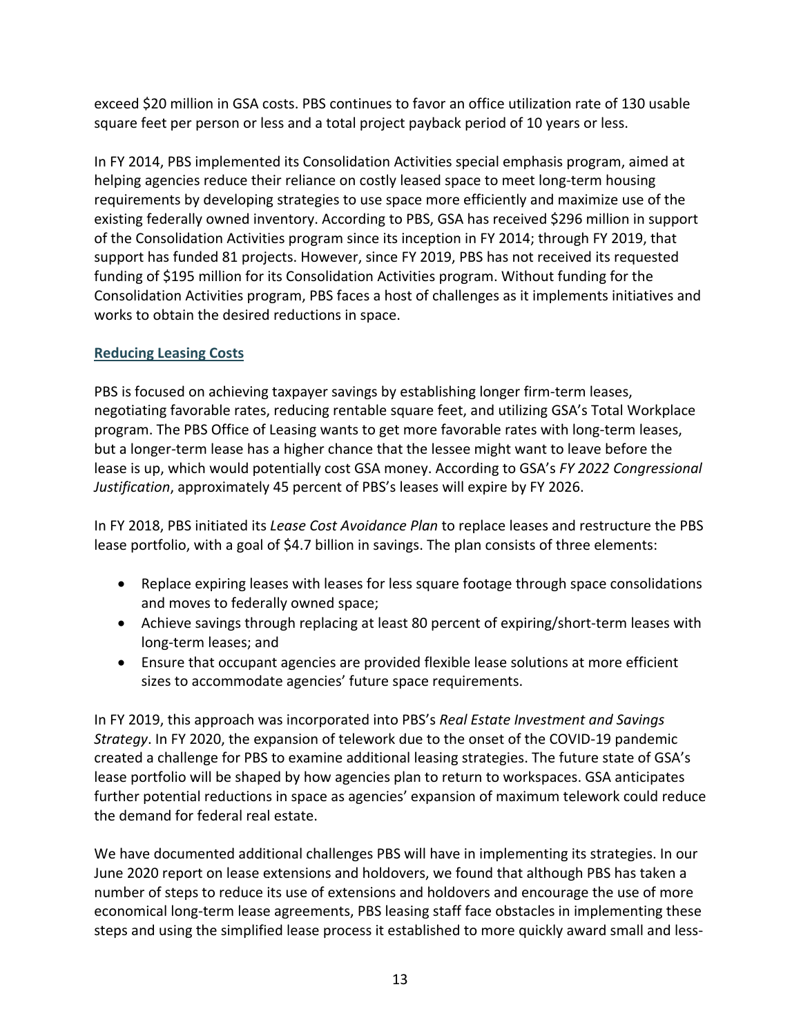exceed $20 million in GSA costs. PBS continues to favor an office utilization rate of 130 usable square feet per person or less and a total project payback period of 10 years or less.

In FY 2014, PBS implemented its Consolidation Activities special emphasis program, aimed at helping agencies reduce their reliance on costly leased space to meet long-term housing requirements by developing strategies to use space more efficiently and maximize use of the existing federally owned inventory. According to PBS, GSA has received $296 million in support of the Consolidation Activities program since its inception in FY 2014; through FY 2019, that support has funded 81 projects. However, since FY 2019, PBS has not received its requested funding of $195 million for its Consolidation Activities program. Without funding for the Consolidation Activities program, PBS faces a host of challenges as it implements initiatives and works to obtain the desired reductions in space.

### Reducing Leasing Costs

PBS is focused on achieving taxpayer savings by establishing longer firm-term leases, negotiating favorable rates, reducing rentable square feet, and utilizing GSA's Total Workplace program. The PBS Office of Leasing wants to get more favorable rates with long-term leases, but a longer-term lease has a higher chance that the lessee might want to leave before the lease is up, which would potentially cost GSA money. According to GSA's *FY 2022 Congressional Justification*, approximately 45 percent of PBS's leases will expire by FY 2026.

In FY 2018, PBS initiated its *Lease Cost Avoidance Plan* to replace leases and restructure the PBS lease portfolio, with a goal of $4.7 billion in savings. The plan consists of three elements:

- Replace expiring leases with leases for less square footage through space consolidations and moves to federally owned space;
- Achieve savings through replacing at least 80 percent of expiring/short-term leases with long-term leases; and
- Ensure that occupant agencies are provided flexible lease solutions at more efficient sizes to accommodate agencies' future space requirements.

In FY 2019, this approach was incorporated into PBS's *Real Estate Investment and Savings Strategy*. In FY 2020, the expansion of telework due to the onset of the COVID-19 pandemic created a challenge for PBS to examine additional leasing strategies. The future state of GSA's lease portfolio will be shaped by how agencies plan to return to workspaces. GSA anticipates further potential reductions in space as agencies' expansion of maximum telework could reduce the demand for federal real estate.

We have documented additional challenges PBS will have in implementing its strategies. In our June 2020 report on lease extensions and holdovers, we found that although PBS has taken a number of steps to reduce its use of extensions and holdovers and encourage the use of more economical long-term lease agreements, PBS leasing staff face obstacles in implementing these steps and using the simplified lease process it established to more quickly award small and less-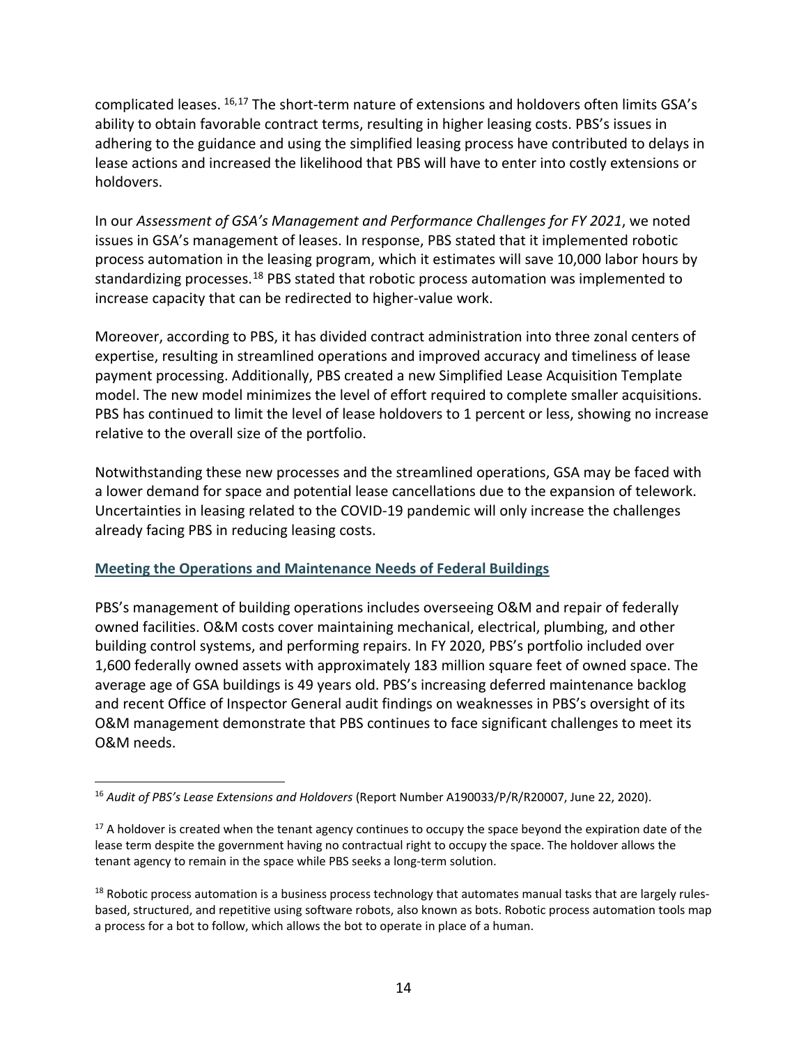complicated leases.[16,17] The short-term nature of extensions and holdovers often limits GSA's ability to obtain favorable contract terms, resulting in higher leasing costs. PBS's issues in adhering to the guidance and using the simplified leasing process have contributed to delays in lease actions and increased the likelihood that PBS will have to enter into costly extensions or holdovers.

In our *Assessment of GSA's Management and Performance Challenges for FY 2021*, we noted issues in GSA's management of leases. In response, PBS stated that it implemented robotic process automation in the leasing program, which it estimates will save 10,000 labor hours by standardizing processes.[18] PBS stated that robotic process automation was implemented to increase capacity that can be redirected to higher-value work.

Moreover, according to PBS, it has divided contract administration into three zonal centers of expertise, resulting in streamlined operations and improved accuracy and timeliness of lease payment processing. Additionally, PBS created a new Simplified Lease Acquisition Template model. The new model minimizes the level of effort required to complete smaller acquisitions. PBS has continued to limit the level of lease holdovers to 1 percent or less, showing no increase relative to the overall size of the portfolio.

Notwithstanding these new processes and the streamlined operations, GSA may be faced with a lower demand for space and potential lease cancellations due to the expansion of telework. Uncertainties in leasing related to the COVID-19 pandemic will only increase the challenges already facing PBS in reducing leasing costs.

## Meeting the Operations and Maintenance Needs of Federal Buildings

PBS's management of building operations includes overseeing O&M and repair of federally owned facilities. O&M costs cover maintaining mechanical, electrical, plumbing, and other building control systems, and performing repairs. In FY 2020, PBS's portfolio included over 1,600 federally owned assets with approximately 183 million square feet of owned space. The average age of GSA buildings is 49 years old. PBS's increasing deferred maintenance backlog and recent Office of Inspector General audit findings on weaknesses in PBS's oversight of its O&M management demonstrate that PBS continues to face significant challenges to meet its O&M needs.

---

[16] *Audit of PBS's Lease Extensions and Holdovers* (Report Number A190033/P/R/R20007, June 22, 2020).

[17] A holdover is created when the tenant agency continues to occupy the space beyond the expiration date of the lease term despite the government having no contractual right to occupy the space. The holdover allows the tenant agency to remain in the space while PBS seeks a long-term solution.

[18] Robotic process automation is a business process technology that automates manual tasks that are largely rules-based, structured, and repetitive using software robots, also known as bots. Robotic process automation tools map a process for a bot to follow, which allows the bot to operate in place of a human.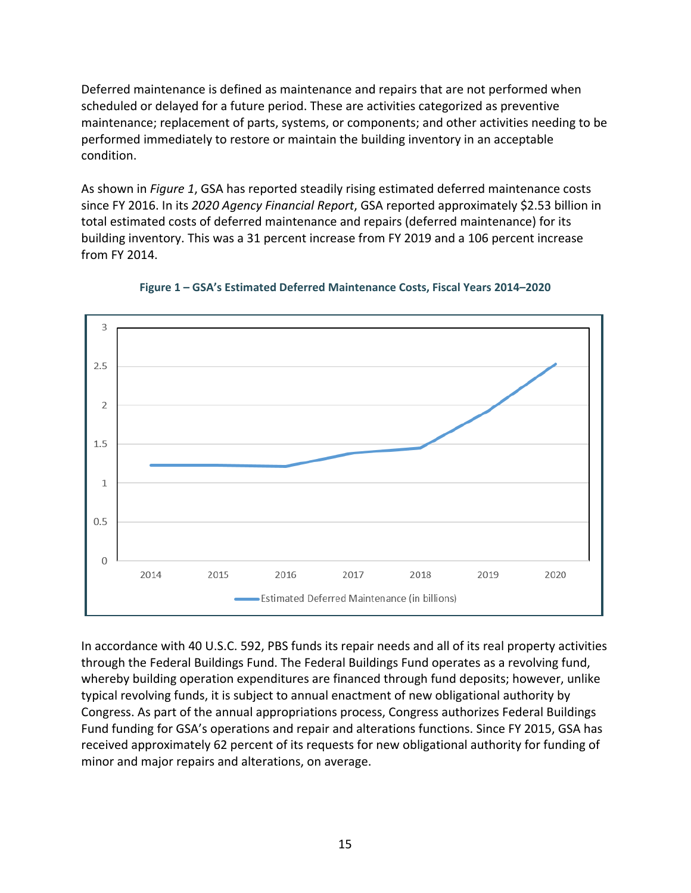Deferred maintenance is defined as maintenance and repairs that are not performed when scheduled or delayed for a future period. These are activities categorized as preventive maintenance; replacement of parts, systems, or components; and other activities needing to be performed immediately to restore or maintain the building inventory in an acceptable condition.

As shown in *Figure 1*, GSA has reported steadily rising estimated deferred maintenance costs since FY 2016. In its *2020 Agency Financial Report*, GSA reported approximately $2.53 billion in total estimated costs of deferred maintenance and repairs (deferred maintenance) for its building inventory. This was a 31 percent increase from FY 2019 and a 106 percent increase from FY 2014.

**Figure 1 – GSA's Estimated Deferred Maintenance Costs, Fiscal Years 2014–2020**

In accordance with 40 U.S.C. 592, PBS funds its repair needs and all of its real property activities through the Federal Buildings Fund. The Federal Buildings Fund operates as a revolving fund, whereby building operation expenditures are financed through fund deposits; however, unlike typical revolving funds, it is subject to annual enactment of new obligational authority by Congress. As part of the annual appropriations process, Congress authorizes Federal Buildings Fund funding for GSA's operations and repair and alterations functions. Since FY 2015, GSA has received approximately 62 percent of its requests for new obligational authority for funding of minor and major repairs and alterations, on average.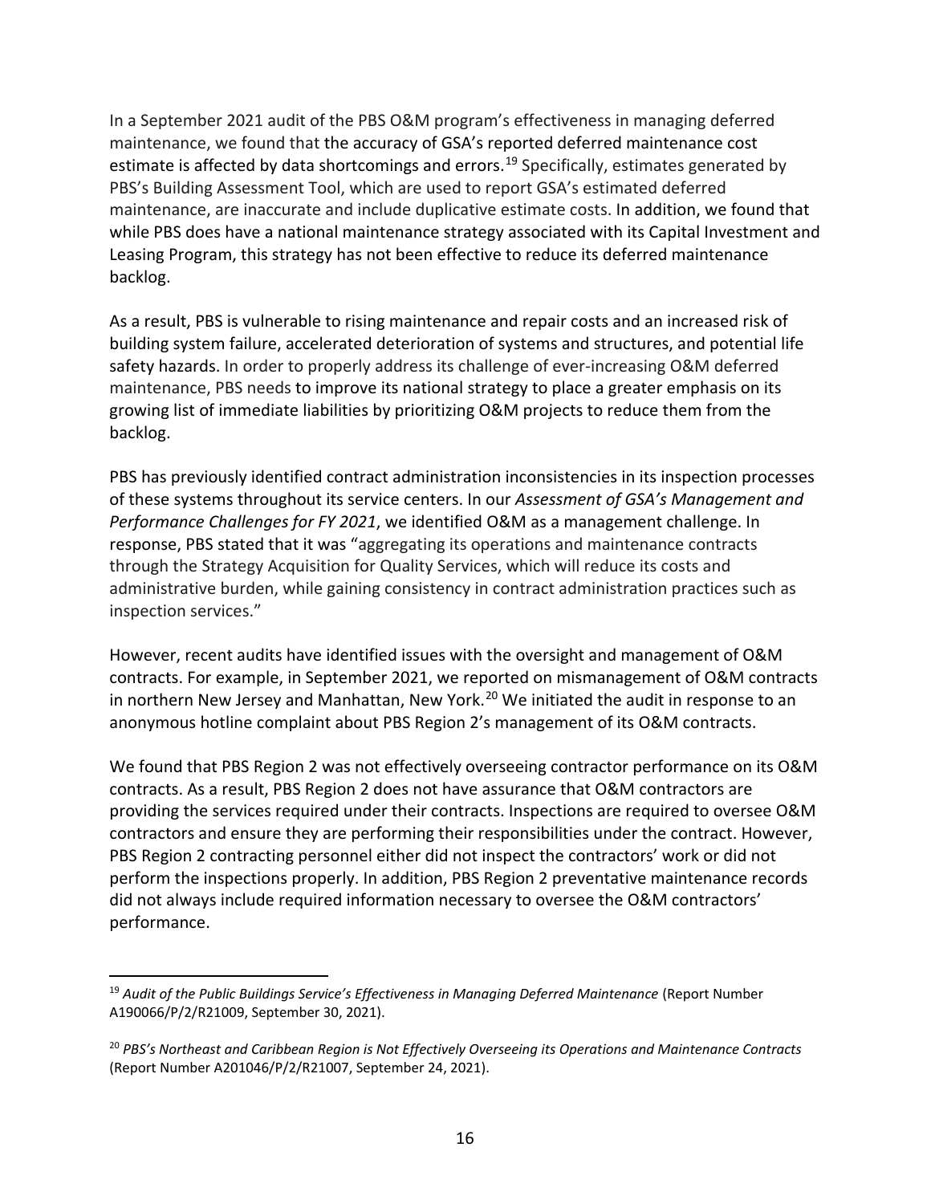In a September 2021 audit of the PBS O&M program's effectiveness in managing deferred maintenance, we found that the accuracy of GSA's reported deferred maintenance cost estimate is affected by data shortcomings and errors.[19] Specifically, estimates generated by PBS's Building Assessment Tool, which are used to report GSA's estimated deferred maintenance, are inaccurate and include duplicative estimate costs. In addition, we found that while PBS does have a national maintenance strategy associated with its Capital Investment and Leasing Program, this strategy has not been effective to reduce its deferred maintenance backlog.

As a result, PBS is vulnerable to rising maintenance and repair costs and an increased risk of building system failure, accelerated deterioration of systems and structures, and potential life safety hazards. In order to properly address its challenge of ever-increasing O&M deferred maintenance, PBS needs to improve its national strategy to place a greater emphasis on its growing list of immediate liabilities by prioritizing O&M projects to reduce them from the backlog.

PBS has previously identified contract administration inconsistencies in its inspection processes of these systems throughout its service centers. In our *Assessment of GSA's Management and Performance Challenges for FY 2021*, we identified O&M as a management challenge. In response, PBS stated that it was "aggregating its operations and maintenance contracts through the Strategy Acquisition for Quality Services, which will reduce its costs and administrative burden, while gaining consistency in contract administration practices such as inspection services."

However, recent audits have identified issues with the oversight and management of O&M contracts. For example, in September 2021, we reported on mismanagement of O&M contracts in northern New Jersey and Manhattan, New York.[20] We initiated the audit in response to an anonymous hotline complaint about PBS Region 2's management of its O&M contracts.

We found that PBS Region 2 was not effectively overseeing contractor performance on its O&M contracts. As a result, PBS Region 2 does not have assurance that O&M contractors are providing the services required under their contracts. Inspections are required to oversee O&M contractors and ensure they are performing their responsibilities under the contract. However, PBS Region 2 contracting personnel either did not inspect the contractors' work or did not perform the inspections properly. In addition, PBS Region 2 preventative maintenance records did not always include required information necessary to oversee the O&M contractors' performance.

---

[19] *Audit of the Public Buildings Service's Effectiveness in Managing Deferred Maintenance* (Report Number A190066/P/2/R21009, September 30, 2021).

[20] *PBS's Northeast and Caribbean Region is Not Effectively Overseeing its Operations and Maintenance Contracts* (Report Number A201046/P/2/R21007, September 24, 2021).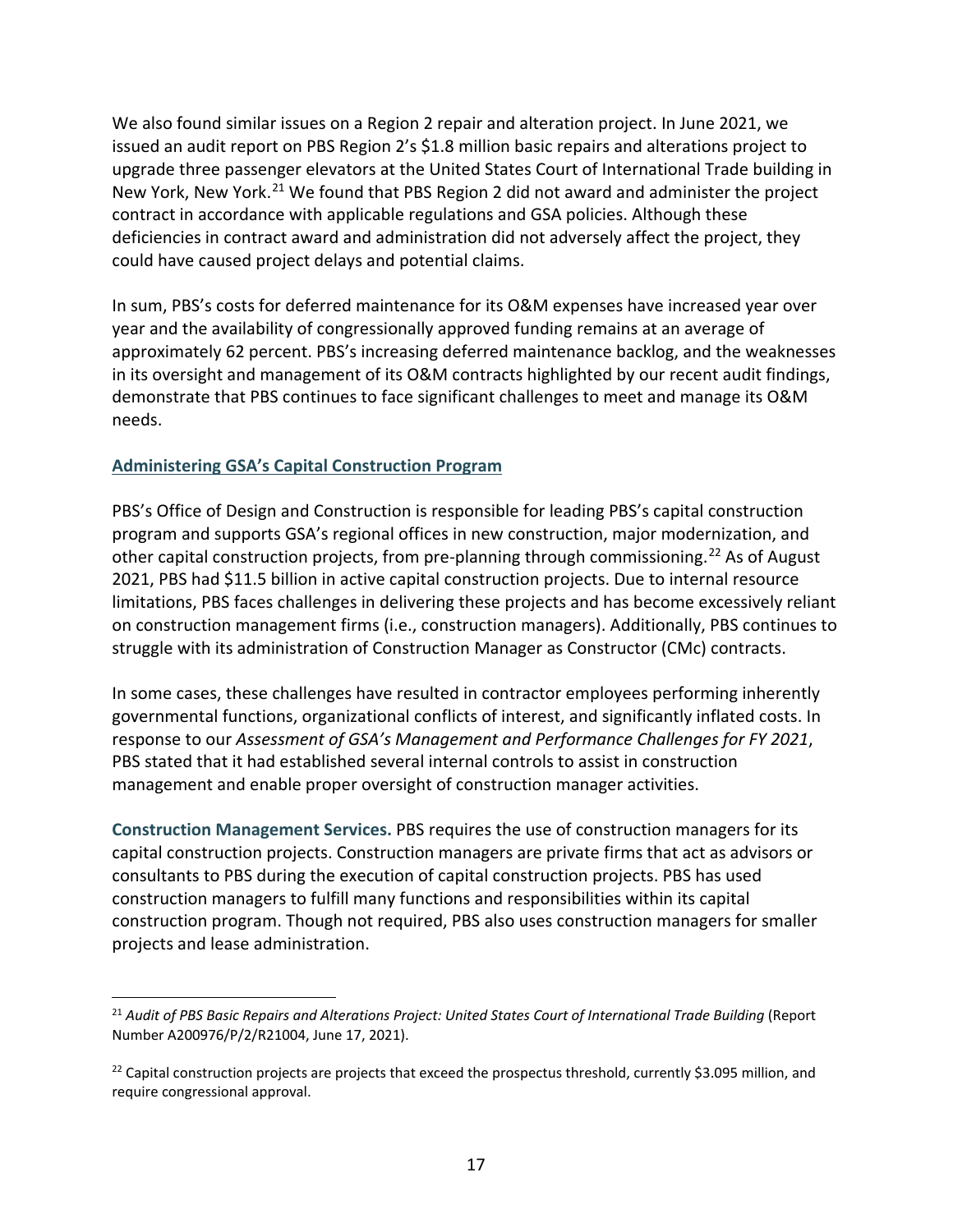We also found similar issues on a Region 2 repair and alteration project. In June 2021, we issued an audit report on PBS Region 2's $1.8 million basic repairs and alterations project to upgrade three passenger elevators at the United States Court of International Trade building in New York, New York.[21] We found that PBS Region 2 did not award and administer the project contract in accordance with applicable regulations and GSA policies. Although these deficiencies in contract award and administration did not adversely affect the project, they could have caused project delays and potential claims.

In sum, PBS's costs for deferred maintenance for its O&M expenses have increased year over year and the availability of congressionally approved funding remains at an average of approximately 62 percent. PBS's increasing deferred maintenance backlog, and the weaknesses in its oversight and management of its O&M contracts highlighted by our recent audit findings, demonstrate that PBS continues to face significant challenges to meet and manage its O&M needs.

## Administering GSA's Capital Construction Program

PBS's Office of Design and Construction is responsible for leading PBS's capital construction program and supports GSA's regional offices in new construction, major modernization, and other capital construction projects, from pre-planning through commissioning.[22] As of August 2021, PBS had $11.5 billion in active capital construction projects. Due to internal resource limitations, PBS faces challenges in delivering these projects and has become excessively reliant on construction management firms (i.e., construction managers). Additionally, PBS continues to struggle with its administration of Construction Manager as Constructor (CMc) contracts.

In some cases, these challenges have resulted in contractor employees performing inherently governmental functions, organizational conflicts of interest, and significantly inflated costs. In response to our *Assessment of GSA's Management and Performance Challenges for FY 2021*, PBS stated that it had established several internal controls to assist in construction management and enable proper oversight of construction manager activities.

**Construction Management Services.** PBS requires the use of construction managers for its capital construction projects. Construction managers are private firms that act as advisors or consultants to PBS during the execution of capital construction projects. PBS has used construction managers to fulfill many functions and responsibilities within its capital construction program. Though not required, PBS also uses construction managers for smaller projects and lease administration.

---

[21] *Audit of PBS Basic Repairs and Alterations Project: United States Court of International Trade Building* (Report Number A200976/P/2/R21004, June 17, 2021).

[22] Capital construction projects are projects that exceed the prospectus threshold, currently $3.095 million, and require congressional approval.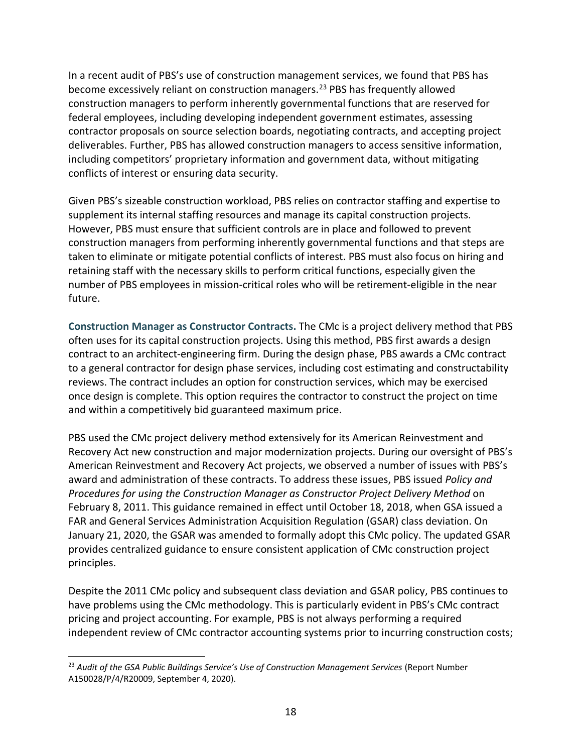In a recent audit of PBS's use of construction management services, we found that PBS has become excessively reliant on construction managers.[23] PBS has frequently allowed construction managers to perform inherently governmental functions that are reserved for federal employees, including developing independent government estimates, assessing contractor proposals on source selection boards, negotiating contracts, and accepting project deliverables. Further, PBS has allowed construction managers to access sensitive information, including competitors' proprietary information and government data, without mitigating conflicts of interest or ensuring data security.

Given PBS's sizeable construction workload, PBS relies on contractor staffing and expertise to supplement its internal staffing resources and manage its capital construction projects. However, PBS must ensure that sufficient controls are in place and followed to prevent construction managers from performing inherently governmental functions and that steps are taken to eliminate or mitigate potential conflicts of interest. PBS must also focus on hiring and retaining staff with the necessary skills to perform critical functions, especially given the number of PBS employees in mission-critical roles who will be retirement-eligible in the near future.

**Construction Manager as Constructor Contracts.** The CMc is a project delivery method that PBS often uses for its capital construction projects. Using this method, PBS first awards a design contract to an architect-engineering firm. During the design phase, PBS awards a CMc contract to a general contractor for design phase services, including cost estimating and constructability reviews. The contract includes an option for construction services, which may be exercised once design is complete. This option requires the contractor to construct the project on time and within a competitively bid guaranteed maximum price.

PBS used the CMc project delivery method extensively for its American Reinvestment and Recovery Act new construction and major modernization projects. During our oversight of PBS's American Reinvestment and Recovery Act projects, we observed a number of issues with PBS's award and administration of these contracts. To address these issues, PBS issued *Policy and Procedures for using the Construction Manager as Constructor Project Delivery Method* on February 8, 2011. This guidance remained in effect until October 18, 2018, when GSA issued a FAR and General Services Administration Acquisition Regulation (GSAR) class deviation. On January 21, 2020, the GSAR was amended to formally adopt this CMc policy. The updated GSAR provides centralized guidance to ensure consistent application of CMc construction project principles.

Despite the 2011 CMc policy and subsequent class deviation and GSAR policy, PBS continues to have problems using the CMc methodology. This is particularly evident in PBS's CMc contract pricing and project accounting. For example, PBS is not always performing a required independent review of CMc contractor accounting systems prior to incurring construction costs;

[23] *Audit of the GSA Public Buildings Service's Use of Construction Management Services* (Report Number A150028/P/4/R20009, September 4, 2020).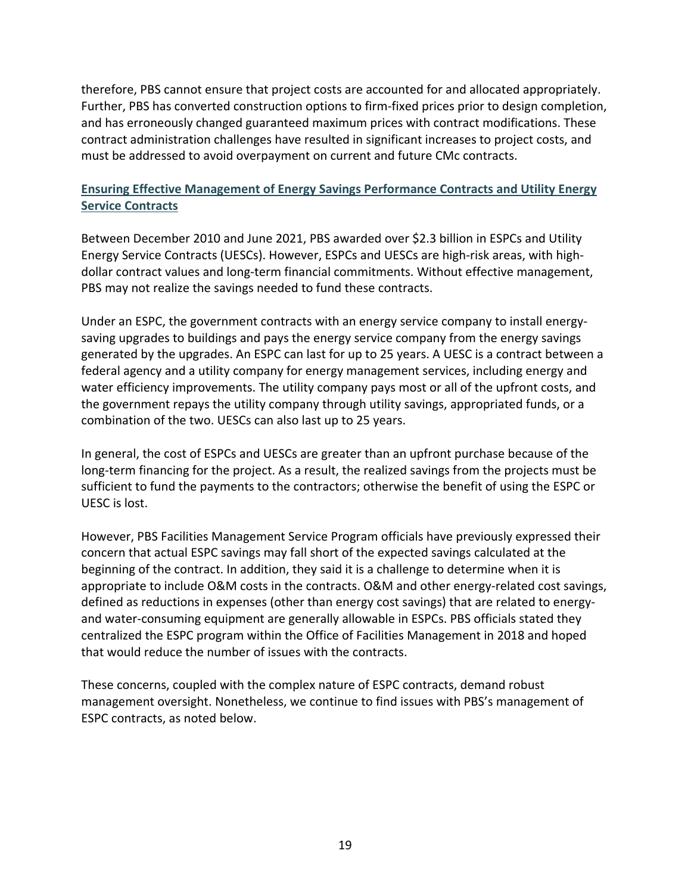therefore, PBS cannot ensure that project costs are accounted for and allocated appropriately. Further, PBS has converted construction options to firm-fixed prices prior to design completion, and has erroneously changed guaranteed maximum prices with contract modifications. These contract administration challenges have resulted in significant increases to project costs, and must be addressed to avoid overpayment on current and future CMc contracts.

### Ensuring Effective Management of Energy Savings Performance Contracts and Utility Energy Service Contracts

Between December 2010 and June 2021, PBS awarded over $2.3 billion in ESPCs and Utility Energy Service Contracts (UESCs). However, ESPCs and UESCs are high-risk areas, with high-dollar contract values and long-term financial commitments. Without effective management, PBS may not realize the savings needed to fund these contracts.

Under an ESPC, the government contracts with an energy service company to install energy-saving upgrades to buildings and pays the energy service company from the energy savings generated by the upgrades. An ESPC can last for up to 25 years. A UESC is a contract between a federal agency and a utility company for energy management services, including energy and water efficiency improvements. The utility company pays most or all of the upfront costs, and the government repays the utility company through utility savings, appropriated funds, or a combination of the two. UESCs can also last up to 25 years.

In general, the cost of ESPCs and UESCs are greater than an upfront purchase because of the long-term financing for the project. As a result, the realized savings from the projects must be sufficient to fund the payments to the contractors; otherwise the benefit of using the ESPC or UESC is lost.

However, PBS Facilities Management Service Program officials have previously expressed their concern that actual ESPC savings may fall short of the expected savings calculated at the beginning of the contract. In addition, they said it is a challenge to determine when it is appropriate to include O&M costs in the contracts. O&M and other energy-related cost savings, defined as reductions in expenses (other than energy cost savings) that are related to energy- and water-consuming equipment are generally allowable in ESPCs. PBS officials stated they centralized the ESPC program within the Office of Facilities Management in 2018 and hoped that would reduce the number of issues with the contracts.

These concerns, coupled with the complex nature of ESPC contracts, demand robust management oversight. Nonetheless, we continue to find issues with PBS's management of ESPC contracts, as noted below.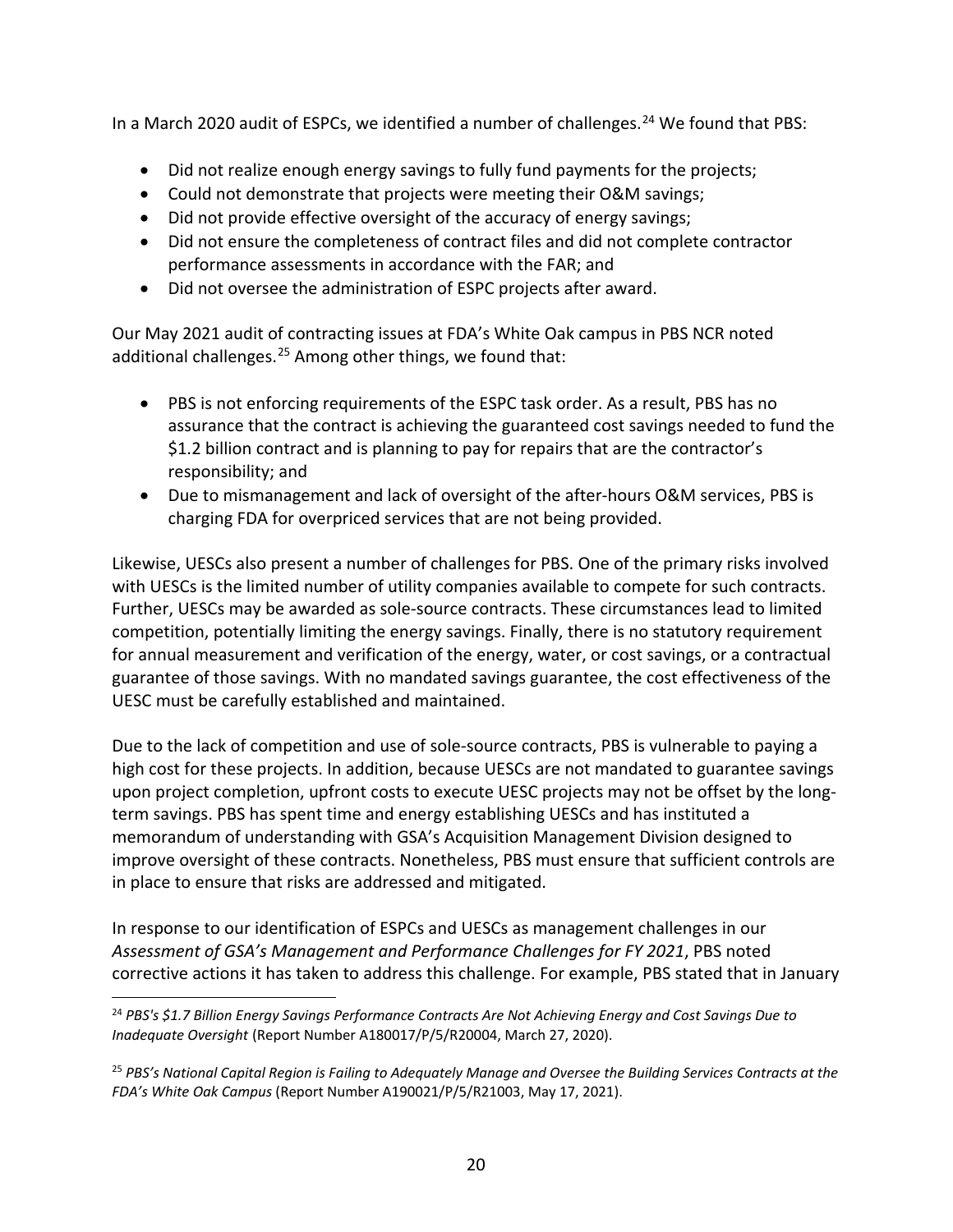In a March 2020 audit of ESPCs, we identified a number of challenges.[24] We found that PBS:

- Did not realize enough energy savings to fully fund payments for the projects;
- Could not demonstrate that projects were meeting their O&M savings;
- Did not provide effective oversight of the accuracy of energy savings;
- Did not ensure the completeness of contract files and did not complete contractor performance assessments in accordance with the FAR; and
- Did not oversee the administration of ESPC projects after award.

Our May 2021 audit of contracting issues at FDA's White Oak campus in PBS NCR noted additional challenges.[25] Among other things, we found that:

- PBS is not enforcing requirements of the ESPC task order. As a result, PBS has no assurance that the contract is achieving the guaranteed cost savings needed to fund the $1.2 billion contract and is planning to pay for repairs that are the contractor's responsibility; and
- Due to mismanagement and lack of oversight of the after-hours O&M services, PBS is charging FDA for overpriced services that are not being provided.

Likewise, UESCs also present a number of challenges for PBS. One of the primary risks involved with UESCs is the limited number of utility companies available to compete for such contracts. Further, UESCs may be awarded as sole-source contracts. These circumstances lead to limited competition, potentially limiting the energy savings. Finally, there is no statutory requirement for annual measurement and verification of the energy, water, or cost savings, or a contractual guarantee of those savings. With no mandated savings guarantee, the cost effectiveness of the UESC must be carefully established and maintained.

Due to the lack of competition and use of sole-source contracts, PBS is vulnerable to paying a high cost for these projects. In addition, because UESCs are not mandated to guarantee savings upon project completion, upfront costs to execute UESC projects may not be offset by the long-term savings. PBS has spent time and energy establishing UESCs and has instituted a memorandum of understanding with GSA's Acquisition Management Division designed to improve oversight of these contracts. Nonetheless, PBS must ensure that sufficient controls are in place to ensure that risks are addressed and mitigated.

In response to our identification of ESPCs and UESCs as management challenges in our *Assessment of GSA's Management and Performance Challenges for FY 2021*, PBS noted corrective actions it has taken to address this challenge. For example, PBS stated that in January

---

[24] *PBS's $1.7 Billion Energy Savings Performance Contracts Are Not Achieving Energy and Cost Savings Due to Inadequate Oversight* (Report Number A180017/P/5/R20004, March 27, 2020).

[25] *PBS's National Capital Region is Failing to Adequately Manage and Oversee the Building Services Contracts at the FDA's White Oak Campus* (Report Number A190021/P/5/R21003, May 17, 2021).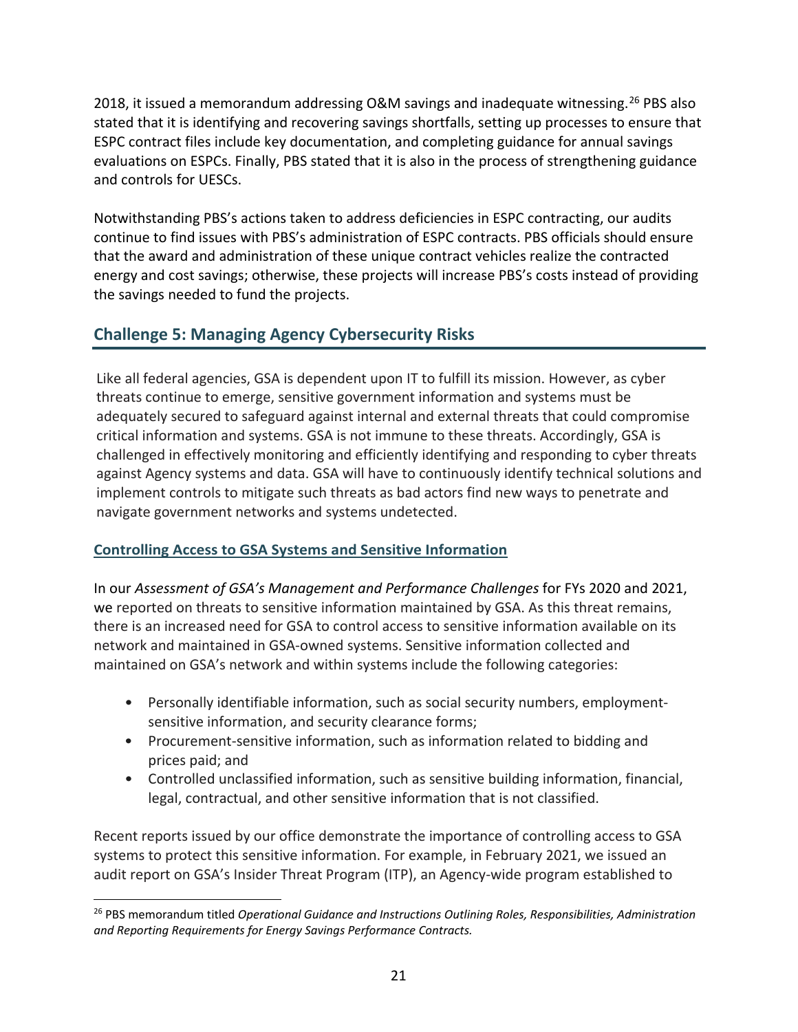2018, it issued a memorandum addressing O&M savings and inadequate witnessing.[26] PBS also stated that it is identifying and recovering savings shortfalls, setting up processes to ensure that ESPC contract files include key documentation, and completing guidance for annual savings evaluations on ESPCs. Finally, PBS stated that it is also in the process of strengthening guidance and controls for UESCs.

Notwithstanding PBS's actions taken to address deficiencies in ESPC contracting, our audits continue to find issues with PBS's administration of ESPC contracts. PBS officials should ensure that the award and administration of these unique contract vehicles realize the contracted energy and cost savings; otherwise, these projects will increase PBS's costs instead of providing the savings needed to fund the projects.

## Challenge 5: Managing Agency Cybersecurity Risks

Like all federal agencies, GSA is dependent upon IT to fulfill its mission. However, as cyber threats continue to emerge, sensitive government information and systems must be adequately secured to safeguard against internal and external threats that could compromise critical information and systems. GSA is not immune to these threats. Accordingly, GSA is challenged in effectively monitoring and efficiently identifying and responding to cyber threats against Agency systems and data. GSA will have to continuously identify technical solutions and implement controls to mitigate such threats as bad actors find new ways to penetrate and navigate government networks and systems undetected.

### Controlling Access to GSA Systems and Sensitive Information

In our *Assessment of GSA's Management and Performance Challenges* for FYs 2020 and 2021, we reported on threats to sensitive information maintained by GSA. As this threat remains, there is an increased need for GSA to control access to sensitive information available on its network and maintained in GSA-owned systems. Sensitive information collected and maintained on GSA's network and within systems include the following categories:

- Personally identifiable information, such as social security numbers, employment-sensitive information, and security clearance forms;
- Procurement-sensitive information, such as information related to bidding and prices paid; and
- Controlled unclassified information, such as sensitive building information, financial, legal, contractual, and other sensitive information that is not classified.

Recent reports issued by our office demonstrate the importance of controlling access to GSA systems to protect this sensitive information. For example, in February 2021, we issued an audit report on GSA's Insider Threat Program (ITP), an Agency-wide program established to

[26] PBS memorandum titled *Operational Guidance and Instructions Outlining Roles, Responsibilities, Administration and Reporting Requirements for Energy Savings Performance Contracts.*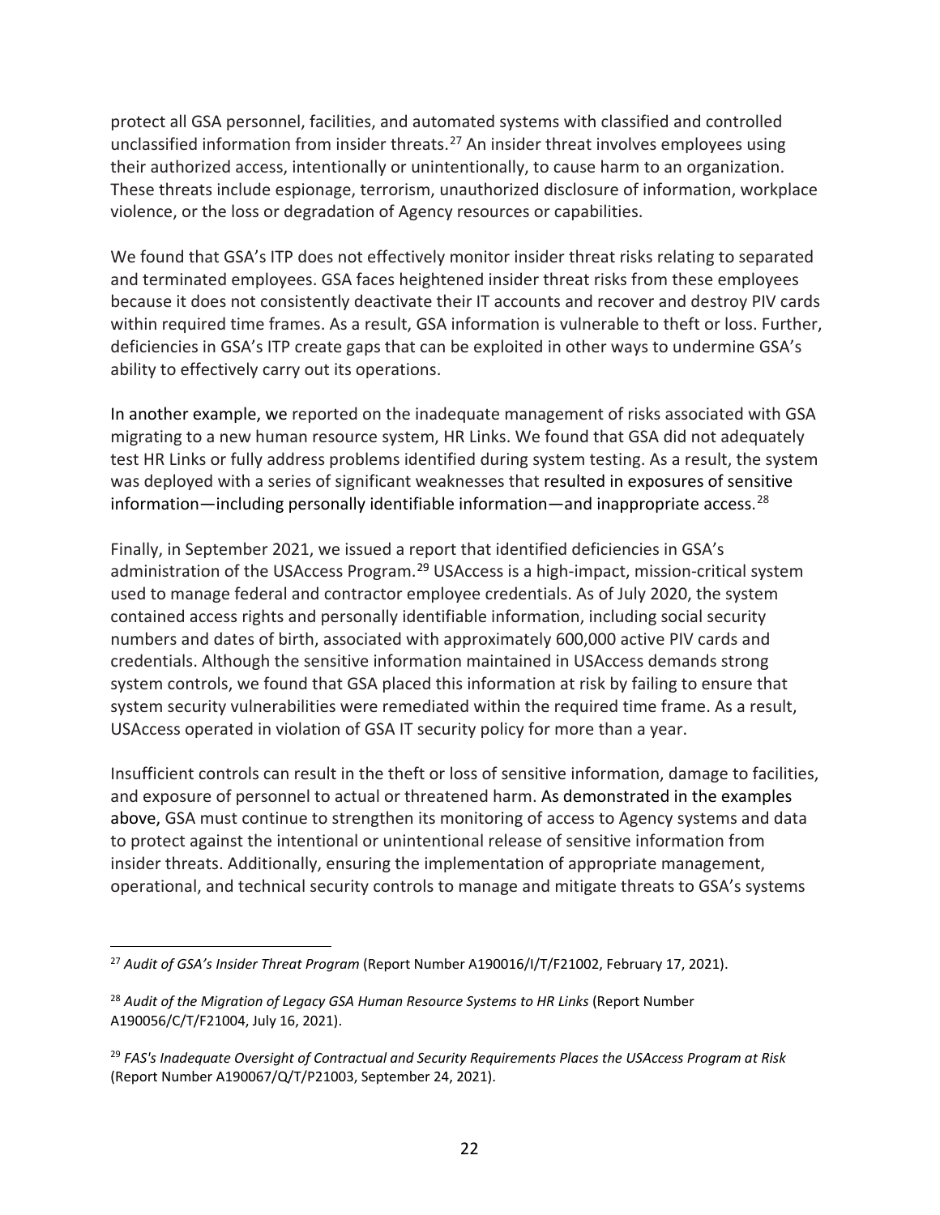protect all GSA personnel, facilities, and automated systems with classified and controlled unclassified information from insider threats.[27] An insider threat involves employees using their authorized access, intentionally or unintentionally, to cause harm to an organization. These threats include espionage, terrorism, unauthorized disclosure of information, workplace violence, or the loss or degradation of Agency resources or capabilities.

We found that GSA's ITP does not effectively monitor insider threat risks relating to separated and terminated employees. GSA faces heightened insider threat risks from these employees because it does not consistently deactivate their IT accounts and recover and destroy PIV cards within required time frames. As a result, GSA information is vulnerable to theft or loss. Further, deficiencies in GSA's ITP create gaps that can be exploited in other ways to undermine GSA's ability to effectively carry out its operations.

In another example, we reported on the inadequate management of risks associated with GSA migrating to a new human resource system, HR Links. We found that GSA did not adequately test HR Links or fully address problems identified during system testing. As a result, the system was deployed with a series of significant weaknesses that resulted in exposures of sensitive information—including personally identifiable information—and inappropriate access.[28]

Finally, in September 2021, we issued a report that identified deficiencies in GSA's administration of the USAccess Program.[29] USAccess is a high-impact, mission-critical system used to manage federal and contractor employee credentials. As of July 2020, the system contained access rights and personally identifiable information, including social security numbers and dates of birth, associated with approximately 600,000 active PIV cards and credentials. Although the sensitive information maintained in USAccess demands strong system controls, we found that GSA placed this information at risk by failing to ensure that system security vulnerabilities were remediated within the required time frame. As a result, USAccess operated in violation of GSA IT security policy for more than a year.

Insufficient controls can result in the theft or loss of sensitive information, damage to facilities, and exposure of personnel to actual or threatened harm. As demonstrated in the examples above, GSA must continue to strengthen its monitoring of access to Agency systems and data to protect against the intentional or unintentional release of sensitive information from insider threats. Additionally, ensuring the implementation of appropriate management, operational, and technical security controls to manage and mitigate threats to GSA's systems

---

[27] *Audit of GSA's Insider Threat Program* (Report Number A190016/I/T/F21002, February 17, 2021).

[28] *Audit of the Migration of Legacy GSA Human Resource Systems to HR Links* (Report Number A190056/C/T/F21004, July 16, 2021).

[29] *FAS's Inadequate Oversight of Contractual and Security Requirements Places the USAccess Program at Risk* (Report Number A190067/Q/T/P21003, September 24, 2021).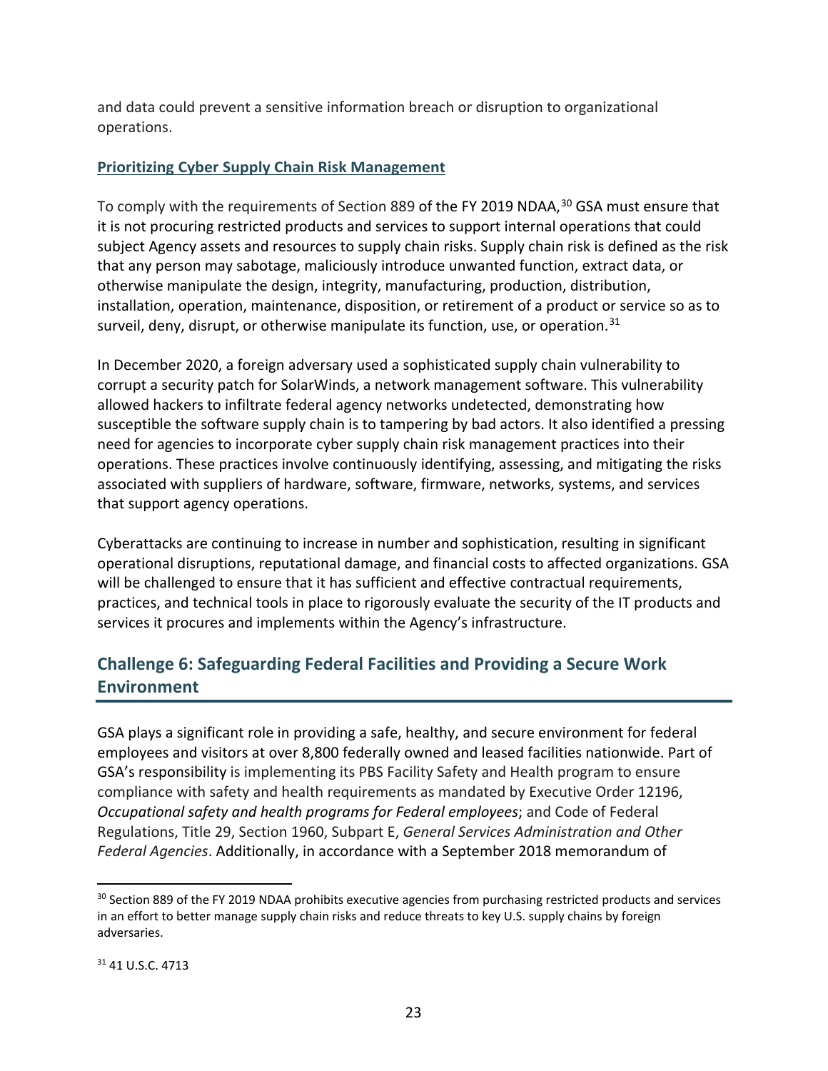and data could prevent a sensitive information breach or disruption to organizational operations.

### Prioritizing Cyber Supply Chain Risk Management

To comply with the requirements of Section 889 of the FY 2019 NDAA,[30] GSA must ensure that it is not procuring restricted products and services to support internal operations that could subject Agency assets and resources to supply chain risks. Supply chain risk is defined as the risk that any person may sabotage, maliciously introduce unwanted function, extract data, or otherwise manipulate the design, integrity, manufacturing, production, distribution, installation, operation, maintenance, disposition, or retirement of a product or service so as to surveil, deny, disrupt, or otherwise manipulate its function, use, or operation.[31]

In December 2020, a foreign adversary used a sophisticated supply chain vulnerability to corrupt a security patch for SolarWinds, a network management software. This vulnerability allowed hackers to infiltrate federal agency networks undetected, demonstrating how susceptible the software supply chain is to tampering by bad actors. It also identified a pressing need for agencies to incorporate cyber supply chain risk management practices into their operations. These practices involve continuously identifying, assessing, and mitigating the risks associated with suppliers of hardware, software, firmware, networks, systems, and services that support agency operations.

Cyberattacks are continuing to increase in number and sophistication, resulting in significant operational disruptions, reputational damage, and financial costs to affected organizations. GSA will be challenged to ensure that it has sufficient and effective contractual requirements, practices, and technical tools in place to rigorously evaluate the security of the IT products and services it procures and implements within the Agency's infrastructure.

## Challenge 6: Safeguarding Federal Facilities and Providing a Secure Work Environment

GSA plays a significant role in providing a safe, healthy, and secure environment for federal employees and visitors at over 8,800 federally owned and leased facilities nationwide. Part of GSA's responsibility is implementing its PBS Facility Safety and Health program to ensure compliance with safety and health requirements as mandated by Executive Order 12196, *Occupational safety and health programs for Federal employees*; and Code of Federal Regulations, Title 29, Section 1960, Subpart E, *General Services Administration and Other Federal Agencies*. Additionally, in accordance with a September 2018 memorandum of

[30] Section 889 of the FY 2019 NDAA prohibits executive agencies from purchasing restricted products and services in an effort to better manage supply chain risks and reduce threats to key U.S. supply chains by foreign adversaries.

[31] 41 U.S.C. 4713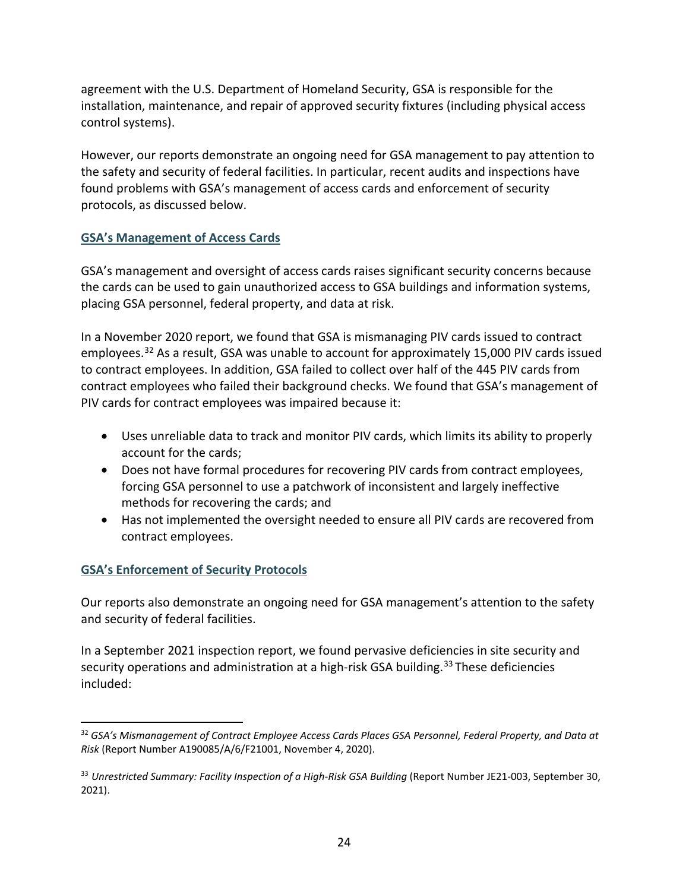agreement with the U.S. Department of Homeland Security, GSA is responsible for the installation, maintenance, and repair of approved security fixtures (including physical access control systems).

However, our reports demonstrate an ongoing need for GSA management to pay attention to the safety and security of federal facilities. In particular, recent audits and inspections have found problems with GSA's management of access cards and enforcement of security protocols, as discussed below.

### GSA's Management of Access Cards

GSA's management and oversight of access cards raises significant security concerns because the cards can be used to gain unauthorized access to GSA buildings and information systems, placing GSA personnel, federal property, and data at risk.

In a November 2020 report, we found that GSA is mismanaging PIV cards issued to contract employees.[32] As a result, GSA was unable to account for approximately 15,000 PIV cards issued to contract employees. In addition, GSA failed to collect over half of the 445 PIV cards from contract employees who failed their background checks. We found that GSA's management of PIV cards for contract employees was impaired because it:

- Uses unreliable data to track and monitor PIV cards, which limits its ability to properly account for the cards;
- Does not have formal procedures for recovering PIV cards from contract employees, forcing GSA personnel to use a patchwork of inconsistent and largely ineffective methods for recovering the cards; and
- Has not implemented the oversight needed to ensure all PIV cards are recovered from contract employees.

### GSA's Enforcement of Security Protocols

Our reports also demonstrate an ongoing need for GSA management's attention to the safety and security of federal facilities.

In a September 2021 inspection report, we found pervasive deficiencies in site security and security operations and administration at a high-risk GSA building.[33] These deficiencies included:

---

[32] *GSA's Mismanagement of Contract Employee Access Cards Places GSA Personnel, Federal Property, and Data at Risk* (Report Number A190085/A/6/F21001, November 4, 2020).

[33] *Unrestricted Summary: Facility Inspection of a High-Risk GSA Building* (Report Number JE21-003, September 30, 2021).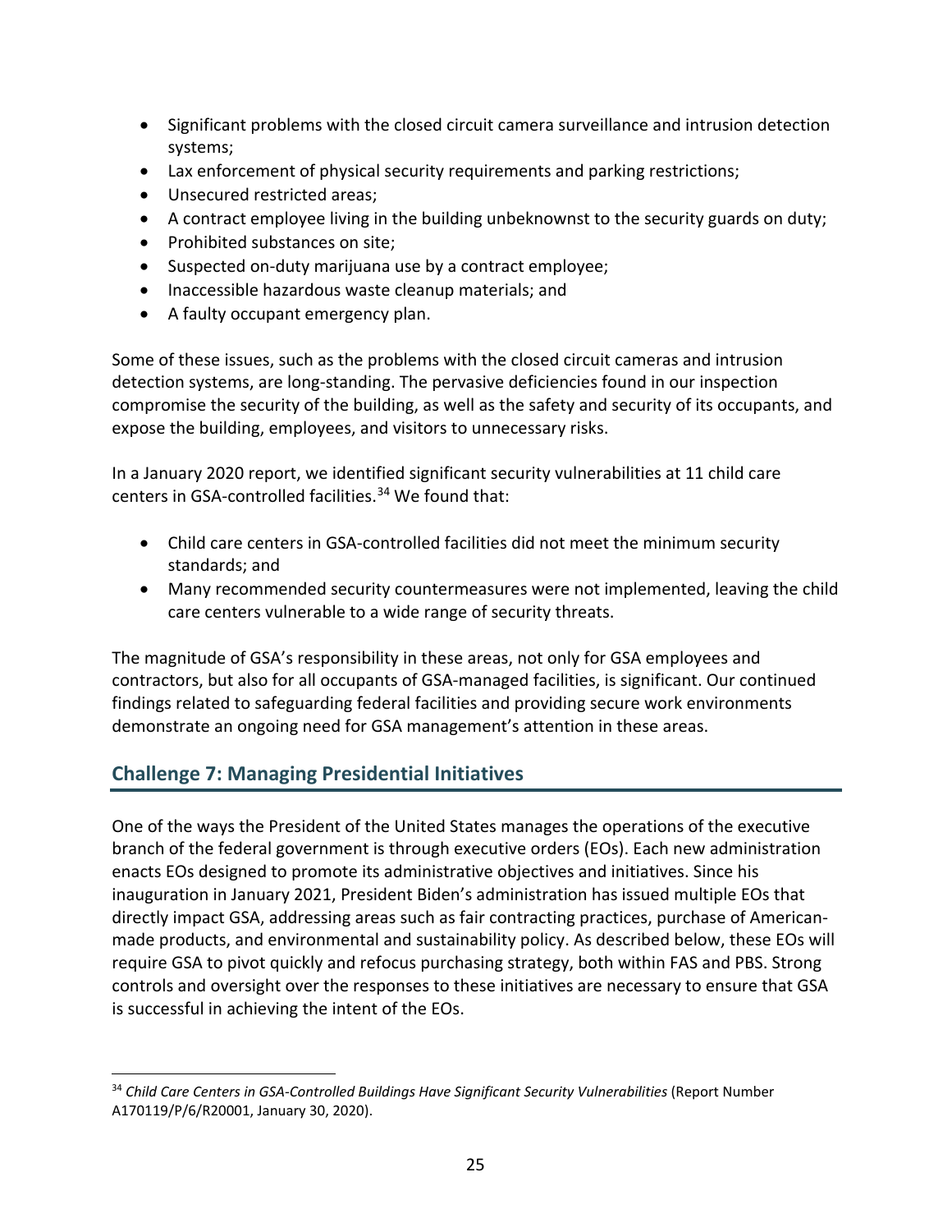- Significant problems with the closed circuit camera surveillance and intrusion detection systems;
- Lax enforcement of physical security requirements and parking restrictions;
- Unsecured restricted areas;
- A contract employee living in the building unbeknownst to the security guards on duty;
- Prohibited substances on site;
- Suspected on-duty marijuana use by a contract employee;
- Inaccessible hazardous waste cleanup materials; and
- A faulty occupant emergency plan.

Some of these issues, such as the problems with the closed circuit cameras and intrusion detection systems, are long-standing. The pervasive deficiencies found in our inspection compromise the security of the building, as well as the safety and security of its occupants, and expose the building, employees, and visitors to unnecessary risks.

In a January 2020 report, we identified significant security vulnerabilities at 11 child care centers in GSA-controlled facilities.[34] We found that:

- Child care centers in GSA-controlled facilities did not meet the minimum security standards; and
- Many recommended security countermeasures were not implemented, leaving the child care centers vulnerable to a wide range of security threats.

The magnitude of GSA's responsibility in these areas, not only for GSA employees and contractors, but also for all occupants of GSA-managed facilities, is significant. Our continued findings related to safeguarding federal facilities and providing secure work environments demonstrate an ongoing need for GSA management's attention in these areas.

## Challenge 7: Managing Presidential Initiatives

One of the ways the President of the United States manages the operations of the executive branch of the federal government is through executive orders (EOs). Each new administration enacts EOs designed to promote its administrative objectives and initiatives. Since his inauguration in January 2021, President Biden's administration has issued multiple EOs that directly impact GSA, addressing areas such as fair contracting practices, purchase of American-made products, and environmental and sustainability policy. As described below, these EOs will require GSA to pivot quickly and refocus purchasing strategy, both within FAS and PBS. Strong controls and oversight over the responses to these initiatives are necessary to ensure that GSA is successful in achieving the intent of the EOs.

[34] *Child Care Centers in GSA-Controlled Buildings Have Significant Security Vulnerabilities* (Report Number A170119/P/6/R20001, January 30, 2020).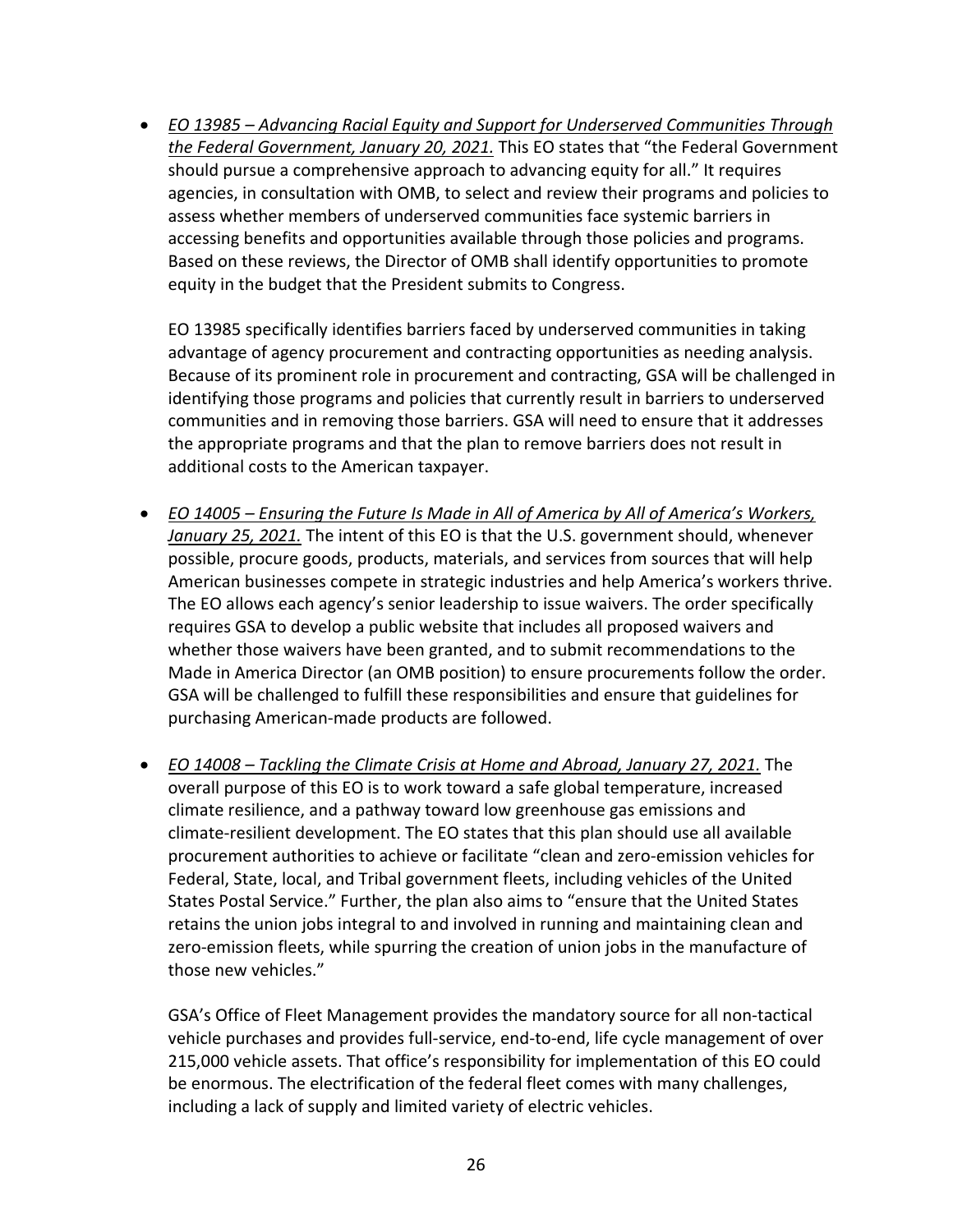- *EO 13985 – Advancing Racial Equity and Support for Underserved Communities Through the Federal Government, January 20, 2021.* This EO states that "the Federal Government should pursue a comprehensive approach to advancing equity for all." It requires agencies, in consultation with OMB, to select and review their programs and policies to assess whether members of underserved communities face systemic barriers in accessing benefits and opportunities available through those policies and programs. Based on these reviews, the Director of OMB shall identify opportunities to promote equity in the budget that the President submits to Congress.

  EO 13985 specifically identifies barriers faced by underserved communities in taking advantage of agency procurement and contracting opportunities as needing analysis. Because of its prominent role in procurement and contracting, GSA will be challenged in identifying those programs and policies that currently result in barriers to underserved communities and in removing those barriers. GSA will need to ensure that it addresses the appropriate programs and that the plan to remove barriers does not result in additional costs to the American taxpayer.

- *EO 14005 – Ensuring the Future Is Made in All of America by All of America's Workers, January 25, 2021.* The intent of this EO is that the U.S. government should, whenever possible, procure goods, products, materials, and services from sources that will help American businesses compete in strategic industries and help America's workers thrive. The EO allows each agency's senior leadership to issue waivers. The order specifically requires GSA to develop a public website that includes all proposed waivers and whether those waivers have been granted, and to submit recommendations to the Made in America Director (an OMB position) to ensure procurements follow the order. GSA will be challenged to fulfill these responsibilities and ensure that guidelines for purchasing American-made products are followed.

- *EO 14008 – Tackling the Climate Crisis at Home and Abroad, January 27, 2021.* The overall purpose of this EO is to work toward a safe global temperature, increased climate resilience, and a pathway toward low greenhouse gas emissions and climate-resilient development. The EO states that this plan should use all available procurement authorities to achieve or facilitate "clean and zero-emission vehicles for Federal, State, local, and Tribal government fleets, including vehicles of the United States Postal Service." Further, the plan also aims to "ensure that the United States retains the union jobs integral to and involved in running and maintaining clean and zero-emission fleets, while spurring the creation of union jobs in the manufacture of those new vehicles."

  GSA's Office of Fleet Management provides the mandatory source for all non-tactical vehicle purchases and provides full-service, end-to-end, life cycle management of over 215,000 vehicle assets. That office's responsibility for implementation of this EO could be enormous. The electrification of the federal fleet comes with many challenges, including a lack of supply and limited variety of electric vehicles.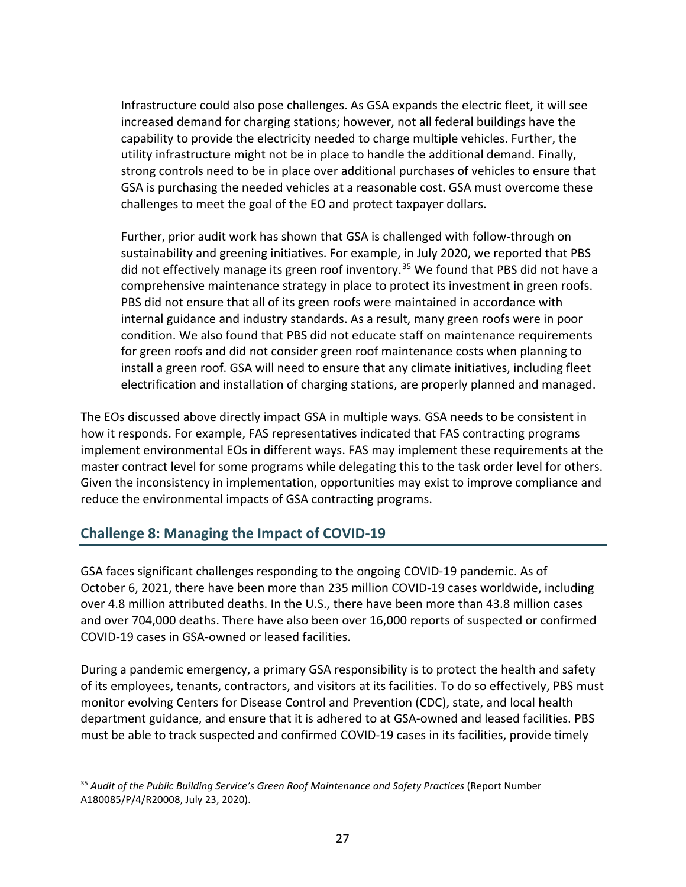Infrastructure could also pose challenges. As GSA expands the electric fleet, it will see increased demand for charging stations; however, not all federal buildings have the capability to provide the electricity needed to charge multiple vehicles. Further, the utility infrastructure might not be in place to handle the additional demand. Finally, strong controls need to be in place over additional purchases of vehicles to ensure that GSA is purchasing the needed vehicles at a reasonable cost. GSA must overcome these challenges to meet the goal of the EO and protect taxpayer dollars.

Further, prior audit work has shown that GSA is challenged with follow-through on sustainability and greening initiatives. For example, in July 2020, we reported that PBS did not effectively manage its green roof inventory.[35] We found that PBS did not have a comprehensive maintenance strategy in place to protect its investment in green roofs. PBS did not ensure that all of its green roofs were maintained in accordance with internal guidance and industry standards. As a result, many green roofs were in poor condition. We also found that PBS did not educate staff on maintenance requirements for green roofs and did not consider green roof maintenance costs when planning to install a green roof. GSA will need to ensure that any climate initiatives, including fleet electrification and installation of charging stations, are properly planned and managed.

The EOs discussed above directly impact GSA in multiple ways. GSA needs to be consistent in how it responds. For example, FAS representatives indicated that FAS contracting programs implement environmental EOs in different ways. FAS may implement these requirements at the master contract level for some programs while delegating this to the task order level for others. Given the inconsistency in implementation, opportunities may exist to improve compliance and reduce the environmental impacts of GSA contracting programs.

## Challenge 8: Managing the Impact of COVID-19

GSA faces significant challenges responding to the ongoing COVID-19 pandemic. As of October 6, 2021, there have been more than 235 million COVID-19 cases worldwide, including over 4.8 million attributed deaths. In the U.S., there have been more than 43.8 million cases and over 704,000 deaths. There have also been over 16,000 reports of suspected or confirmed COVID-19 cases in GSA-owned or leased facilities.

During a pandemic emergency, a primary GSA responsibility is to protect the health and safety of its employees, tenants, contractors, and visitors at its facilities. To do so effectively, PBS must monitor evolving Centers for Disease Control and Prevention (CDC), state, and local health department guidance, and ensure that it is adhered to at GSA-owned and leased facilities. PBS must be able to track suspected and confirmed COVID-19 cases in its facilities, provide timely

---

[35] *Audit of the Public Building Service's Green Roof Maintenance and Safety Practices* (Report Number A180085/P/4/R20008, July 23, 2020).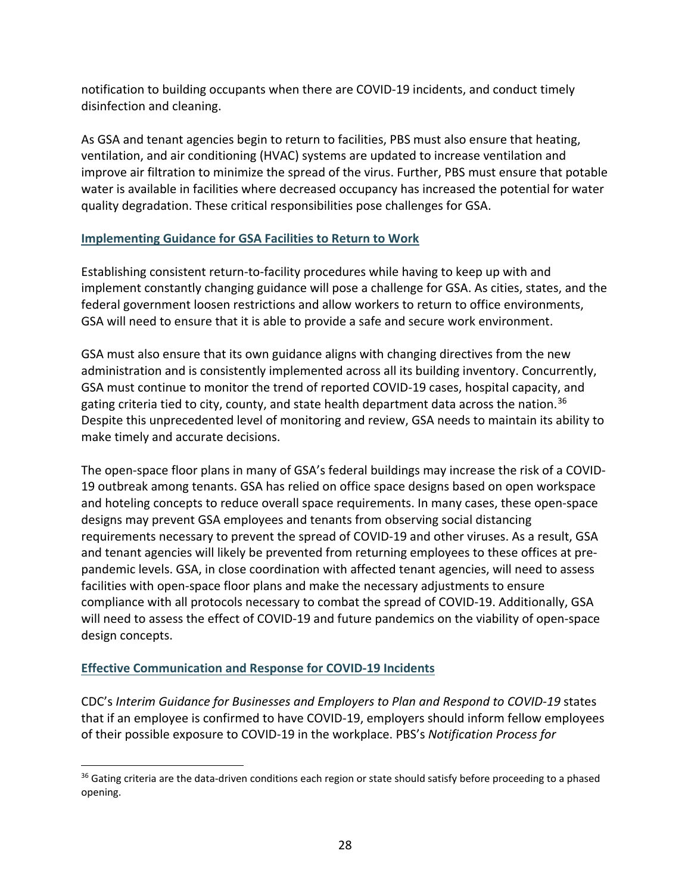notification to building occupants when there are COVID-19 incidents, and conduct timely disinfection and cleaning.

As GSA and tenant agencies begin to return to facilities, PBS must also ensure that heating, ventilation, and air conditioning (HVAC) systems are updated to increase ventilation and improve air filtration to minimize the spread of the virus. Further, PBS must ensure that potable water is available in facilities where decreased occupancy has increased the potential for water quality degradation. These critical responsibilities pose challenges for GSA.

### Implementing Guidance for GSA Facilities to Return to Work

Establishing consistent return-to-facility procedures while having to keep up with and implement constantly changing guidance will pose a challenge for GSA. As cities, states, and the federal government loosen restrictions and allow workers to return to office environments, GSA will need to ensure that it is able to provide a safe and secure work environment.

GSA must also ensure that its own guidance aligns with changing directives from the new administration and is consistently implemented across all its building inventory. Concurrently, GSA must continue to monitor the trend of reported COVID-19 cases, hospital capacity, and gating criteria tied to city, county, and state health department data across the nation.[36] Despite this unprecedented level of monitoring and review, GSA needs to maintain its ability to make timely and accurate decisions.

The open-space floor plans in many of GSA's federal buildings may increase the risk of a COVID-19 outbreak among tenants. GSA has relied on office space designs based on open workspace and hoteling concepts to reduce overall space requirements. In many cases, these open-space designs may prevent GSA employees and tenants from observing social distancing requirements necessary to prevent the spread of COVID-19 and other viruses. As a result, GSA and tenant agencies will likely be prevented from returning employees to these offices at pre-pandemic levels. GSA, in close coordination with affected tenant agencies, will need to assess facilities with open-space floor plans and make the necessary adjustments to ensure compliance with all protocols necessary to combat the spread of COVID-19. Additionally, GSA will need to assess the effect of COVID-19 and future pandemics on the viability of open-space design concepts.

### Effective Communication and Response for COVID-19 Incidents

CDC's *Interim Guidance for Businesses and Employers to Plan and Respond to COVID-19* states that if an employee is confirmed to have COVID-19, employers should inform fellow employees of their possible exposure to COVID-19 in the workplace. PBS's *Notification Process for*

[36] Gating criteria are the data-driven conditions each region or state should satisfy before proceeding to a phased opening.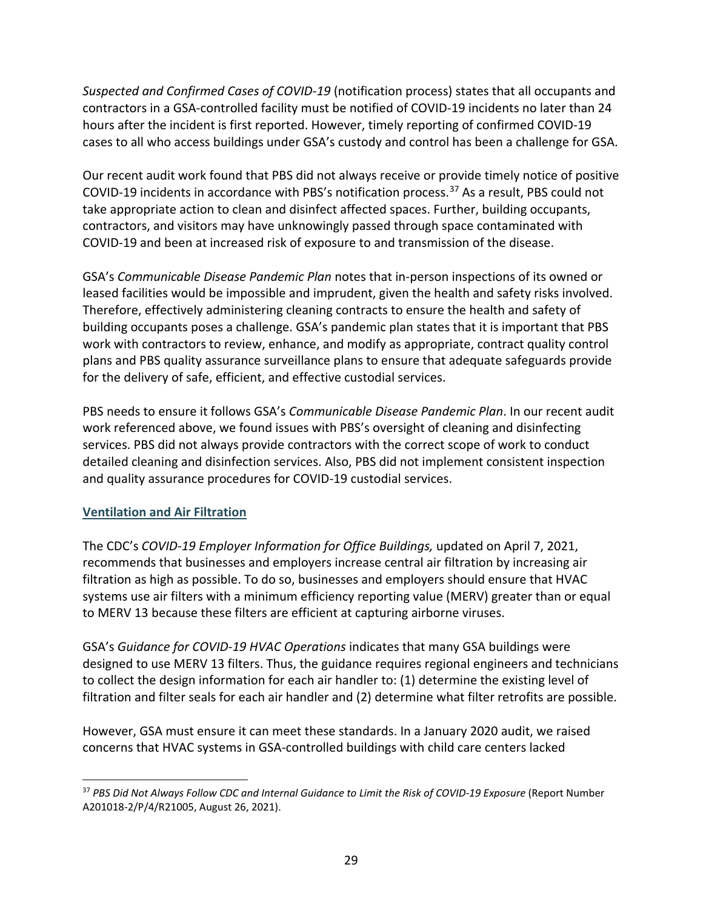*Suspected and Confirmed Cases of COVID-19* (notification process) states that all occupants and contractors in a GSA-controlled facility must be notified of COVID-19 incidents no later than 24 hours after the incident is first reported. However, timely reporting of confirmed COVID-19 cases to all who access buildings under GSA's custody and control has been a challenge for GSA.

Our recent audit work found that PBS did not always receive or provide timely notice of positive COVID-19 incidents in accordance with PBS's notification process.[37] As a result, PBS could not take appropriate action to clean and disinfect affected spaces. Further, building occupants, contractors, and visitors may have unknowingly passed through space contaminated with COVID-19 and been at increased risk of exposure to and transmission of the disease.

GSA's *Communicable Disease Pandemic Plan* notes that in-person inspections of its owned or leased facilities would be impossible and imprudent, given the health and safety risks involved. Therefore, effectively administering cleaning contracts to ensure the health and safety of building occupants poses a challenge. GSA's pandemic plan states that it is important that PBS work with contractors to review, enhance, and modify as appropriate, contract quality control plans and PBS quality assurance surveillance plans to ensure that adequate safeguards provide for the delivery of safe, efficient, and effective custodial services.

PBS needs to ensure it follows GSA's *Communicable Disease Pandemic Plan*. In our recent audit work referenced above, we found issues with PBS's oversight of cleaning and disinfecting services. PBS did not always provide contractors with the correct scope of work to conduct detailed cleaning and disinfection services. Also, PBS did not implement consistent inspection and quality assurance procedures for COVID-19 custodial services.

### Ventilation and Air Filtration

The CDC's *COVID-19 Employer Information for Office Buildings,* updated on April 7, 2021, recommends that businesses and employers increase central air filtration by increasing air filtration as high as possible. To do so, businesses and employers should ensure that HVAC systems use air filters with a minimum efficiency reporting value (MERV) greater than or equal to MERV 13 because these filters are efficient at capturing airborne viruses.

GSA's *Guidance for COVID-19 HVAC Operations* indicates that many GSA buildings were designed to use MERV 13 filters. Thus, the guidance requires regional engineers and technicians to collect the design information for each air handler to: (1) determine the existing level of filtration and filter seals for each air handler and (2) determine what filter retrofits are possible.

However, GSA must ensure it can meet these standards. In a January 2020 audit, we raised concerns that HVAC systems in GSA-controlled buildings with child care centers lacked

---

[37] *PBS Did Not Always Follow CDC and Internal Guidance to Limit the Risk of COVID-19 Exposure* (Report Number A201018-2/P/4/R21005, August 26, 2021).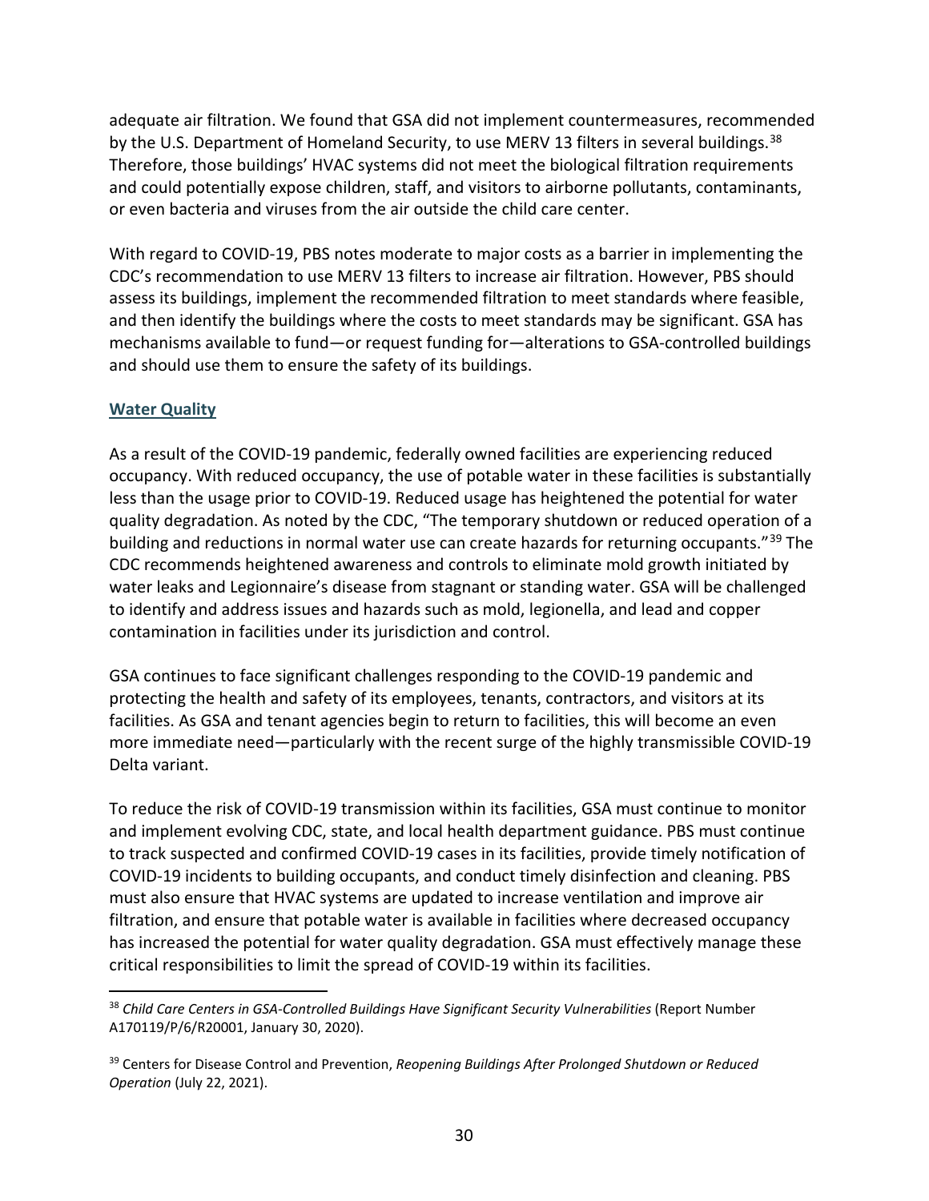adequate air filtration. We found that GSA did not implement countermeasures, recommended by the U.S. Department of Homeland Security, to use MERV 13 filters in several buildings.[38] Therefore, those buildings' HVAC systems did not meet the biological filtration requirements and could potentially expose children, staff, and visitors to airborne pollutants, contaminants, or even bacteria and viruses from the air outside the child care center.

With regard to COVID-19, PBS notes moderate to major costs as a barrier in implementing the CDC's recommendation to use MERV 13 filters to increase air filtration. However, PBS should assess its buildings, implement the recommended filtration to meet standards where feasible, and then identify the buildings where the costs to meet standards may be significant. GSA has mechanisms available to fund—or request funding for—alterations to GSA-controlled buildings and should use them to ensure the safety of its buildings.

### Water Quality

As a result of the COVID-19 pandemic, federally owned facilities are experiencing reduced occupancy. With reduced occupancy, the use of potable water in these facilities is substantially less than the usage prior to COVID-19. Reduced usage has heightened the potential for water quality degradation. As noted by the CDC, "The temporary shutdown or reduced operation of a building and reductions in normal water use can create hazards for returning occupants."[39] The CDC recommends heightened awareness and controls to eliminate mold growth initiated by water leaks and Legionnaire's disease from stagnant or standing water. GSA will be challenged to identify and address issues and hazards such as mold, legionella, and lead and copper contamination in facilities under its jurisdiction and control.

GSA continues to face significant challenges responding to the COVID-19 pandemic and protecting the health and safety of its employees, tenants, contractors, and visitors at its facilities. As GSA and tenant agencies begin to return to facilities, this will become an even more immediate need—particularly with the recent surge of the highly transmissible COVID-19 Delta variant.

To reduce the risk of COVID-19 transmission within its facilities, GSA must continue to monitor and implement evolving CDC, state, and local health department guidance. PBS must continue to track suspected and confirmed COVID-19 cases in its facilities, provide timely notification of COVID-19 incidents to building occupants, and conduct timely disinfection and cleaning. PBS must also ensure that HVAC systems are updated to increase ventilation and improve air filtration, and ensure that potable water is available in facilities where decreased occupancy has increased the potential for water quality degradation. GSA must effectively manage these critical responsibilities to limit the spread of COVID-19 within its facilities.

---

[38] *Child Care Centers in GSA-Controlled Buildings Have Significant Security Vulnerabilities* (Report Number A170119/P/6/R20001, January 30, 2020).

[39] Centers for Disease Control and Prevention, *Reopening Buildings After Prolonged Shutdown or Reduced Operation* (July 22, 2021).